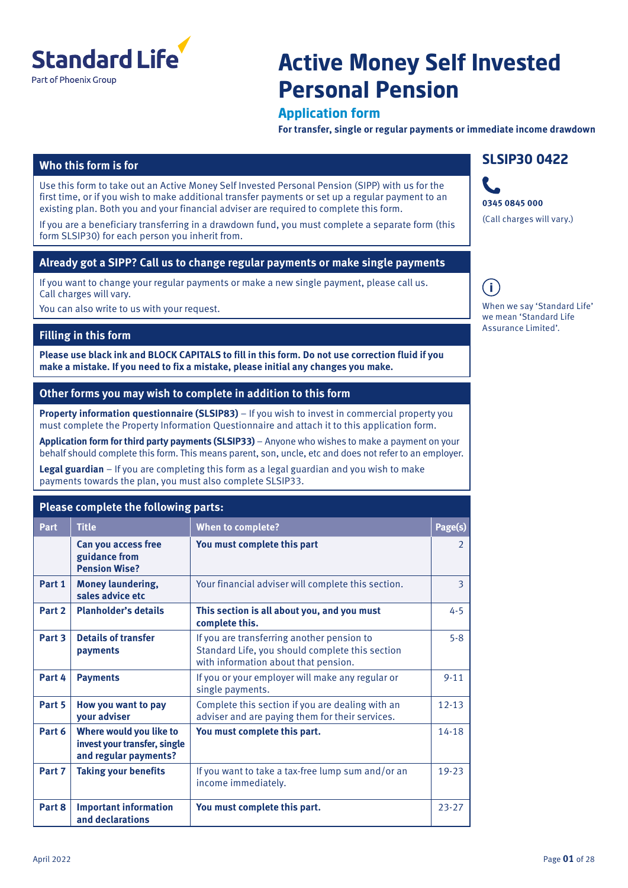Standard Life
Part of Phoenix Group

# Active Money Self Invested Personal Pension

## Application form

**For transfer, single or regular payments or immediate income drawdown**

**SLSIP30 0422**

**0345 0845 000**

(Call charges will vary.)

When we say 'Standard Life' we mean 'Standard Life Assurance Limited'.

### Who this form is for

Use this form to take out an Active Money Self Invested Personal Pension (SIPP) with us for the first time, or if you wish to make additional transfer payments or set up a regular payment to an existing plan. Both you and your financial adviser are required to complete this form.

If you are a beneficiary transferring in a drawdown fund, you must complete a separate form (this form SLSIP30) for each person you inherit from.

### Already got a SIPP? Call us to change regular payments or make single payments

If you want to change your regular payments or make a new single payment, please call us. Call charges will vary.

You can also write to us with your request.

### Filling in this form

**Please use black ink and BLOCK CAPITALS to fill in this form. Do not use correction fluid if you make a mistake. If you need to fix a mistake, please initial any changes you make.**

### Other forms you may wish to complete in addition to this form

**Property information questionnaire (SLSIP83)** – If you wish to invest in commercial property you must complete the Property Information Questionnaire and attach it to this application form.

**Application form for third party payments (SLSIP33)** – Anyone who wishes to make a payment on your behalf should complete this form. This means parent, son, uncle, etc and does not refer to an employer.

**Legal guardian** – If you are completing this form as a legal guardian and you wish to make payments towards the plan, you must also complete SLSIP33.

### Please complete the following parts:

| Part | Title | When to complete? | Page(s) |
|---|---|---|---|
| | **Can you access free guidance from Pension Wise?** | **You must complete this part** | 2 |
| **Part 1** | **Money laundering, sales advice etc** | Your financial adviser will complete this section. | 3 |
| **Part 2** | **Planholder's details** | **This section is all about you, and you must complete this.** | 4-5 |
| **Part 3** | **Details of transfer payments** | If you are transferring another pension to Standard Life, you should complete this section with information about that pension. | 5-8 |
| **Part 4** | **Payments** | If you or your employer will make any regular or single payments. | 9-11 |
| **Part 5** | **How you want to pay your adviser** | Complete this section if you are dealing with an adviser and are paying them for their services. | 12-13 |
| **Part 6** | **Where would you like to invest your transfer, single and regular payments?** | **You must complete this part.** | 14-18 |
| **Part 7** | **Taking your benefits** | If you want to take a tax-free lump sum and/or an income immediately. | 19-23 |
| **Part 8** | **Important information and declarations** | **You must complete this part.** | 23-27 |

April 2022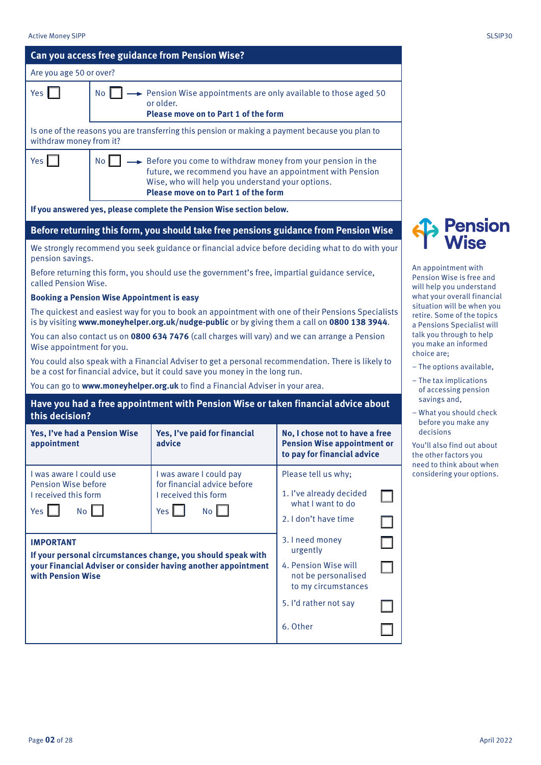## Can you access free guidance from Pension Wise?

Are you age 50 or over?

Yes ☐

No ☐ → Pension Wise appointments are only available to those aged 50 or older.
**Please move on to Part 1 of the form**

Is one of the reasons you are transferring this pension or making a payment because you plan to withdraw money from it?

Yes ☐

No ☐ → Before you come to withdraw money from your pension in the future, we recommend you have an appointment with Pension Wise, who will help you understand your options.
**Please move on to Part 1 of the form**

**If you answered yes, please complete the Pension Wise section below.**

## Before returning this form, you should take free pensions guidance from Pension Wise

We strongly recommend you seek guidance or financial advice before deciding what to do with your pension savings.

Before returning this form, you should use the government's free, impartial guidance service, called Pension Wise.

**Booking a Pension Wise Appointment is easy**

The quickest and easiest way for you to book an appointment with one of their Pensions Specialists is by visiting **www.moneyhelper.org.uk/nudge-public** or by giving them a call on **0800 138 3944**.

You can also contact us on **0800 634 7476** (call charges will vary) and we can arrange a Pension Wise appointment for you.

You could also speak with a Financial Adviser to get a personal recommendation. There is likely to be a cost for financial advice, but it could save you money in the long run.

You can go to **www.moneyhelper.org.uk** to find a Financial Adviser in your area.

## Have you had a free appointment with Pension Wise or taken financial advice about this decision?

| **Yes, I've had a Pension Wise appointment** | **Yes, I've paid for financial advice** | **No, I chose not to have a free Pension Wise appointment or to pay for financial advice** |
|---|---|---|
| I was aware I could use Pension Wise before I received this form<br>Yes ☐ No ☐ | I was aware I could pay for financial advice before I received this form<br>Yes ☐ No ☐ | Please tell us why;<br>1. I've already decided what I want to do ☐<br>2. I don't have time ☐<br>3. I need money urgently ☐<br>4. Pension Wise will not be personalised to my circumstances ☐<br>5. I'd rather not say ☐<br>6. Other ☐ |

**IMPORTANT**
**If your personal circumstances change, you should speak with your Financial Adviser or consider having another appointment with Pension Wise**

**Pension Wise**

An appointment with Pension Wise is free and will help you understand what your overall financial situation will be when you retire. Some of the topics a Pensions Specialist will talk you through to help you make an informed choice are;

- The options available,
- The tax implications of accessing pension savings and,
- What you should check before you make any decisions

You'll also find out about the other factors you need to think about when considering your options.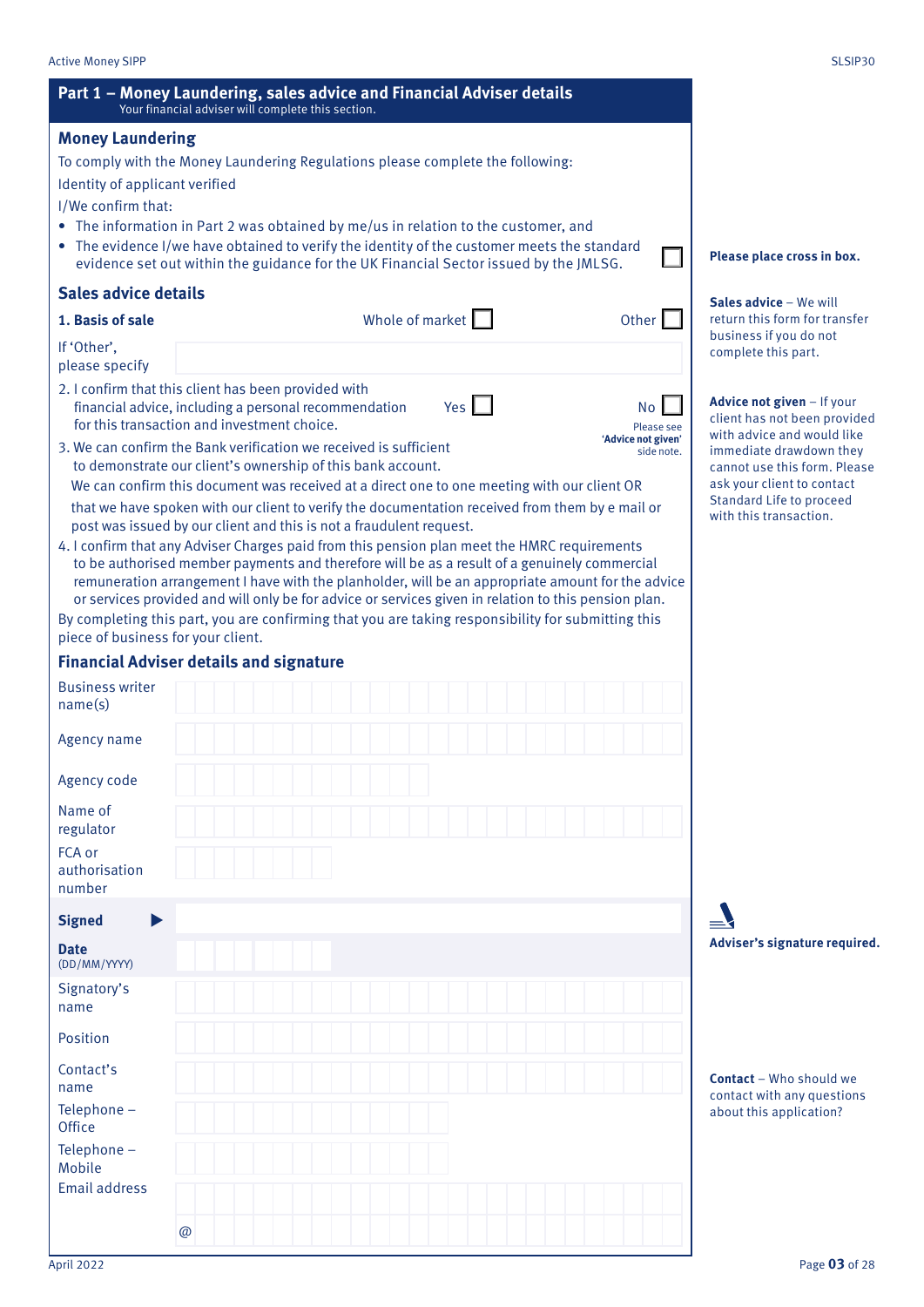## Part 1 – Money Laundering, sales advice and Financial Adviser details

Your financial adviser will complete this section.

### Money Laundering

To comply with the Money Laundering Regulations please complete the following:

Identity of applicant verified

I/We confirm that:

- The information in Part 2 was obtained by me/us in relation to the customer, and
- The evidence I/we have obtained to verify the identity of the customer meets the standard evidence set out within the guidance for the UK Financial Sector issued by the JMLSG. ☐

**Please place cross in box.**

### Sales advice details

**1. Basis of sale** Whole of market ☐ Other ☐

If 'Other', please specify ____________________

2. I confirm that this client has been provided with financial advice, including a personal recommendation for this transaction and investment choice. Yes ☐ No ☐ Please see **'Advice not given'** side note.

3. We can confirm the Bank verification we received is sufficient to demonstrate our client's ownership of this bank account.
   We can confirm this document was received at a direct one to one meeting with our client OR that we have spoken with our client to verify the documentation received from them by e mail or post was issued by our client and this is not a fraudulent request.

4. I confirm that any Adviser Charges paid from this pension plan meet the HMRC requirements to be authorised member payments and therefore will be as a result of a genuinely commercial remuneration arrangement I have with the planholder, will be an appropriate amount for the advice or services provided and will only be for advice or services given in relation to this pension plan.

By completing this part, you are confirming that you are taking responsibility for submitting this piece of business for your client.

**Sales advice** – We will return this form for transfer business if you do not complete this part.

**Advice not given** – If your client has not been provided with advice and would like immediate drawdown they cannot use this form. Please ask your client to contact Standard Life to proceed with this transaction.

### Financial Adviser details and signature

Business writer name(s) ____________________

Agency name ____________________

Agency code ____________________

Name of regulator ____________________

FCA or authorisation number ____________________

**Signed** ▶ ____________________

**Date** (DD/MM/YYYY) ____________________

**Adviser's signature required.**

Signatory's name ____________________

Position ____________________

Contact's name ____________________

Telephone – Office ____________________

Telephone – Mobile ____________________

Email address ____________________ @ ____________________

**Contact** – Who should we contact with any questions about this application?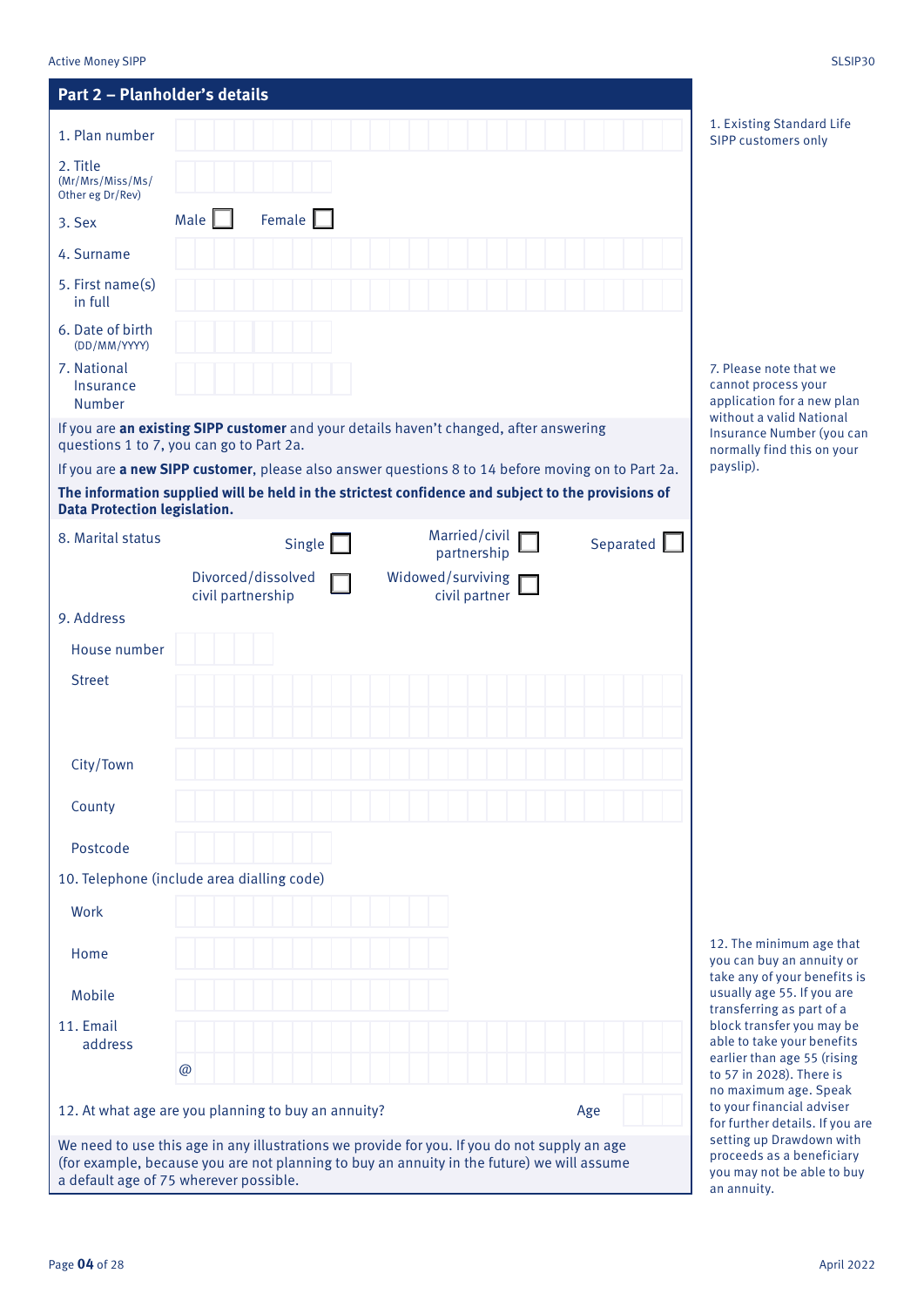## Part 2 – Planholder's details

1. Plan number

2. Title (Mr/Mrs/Miss/Ms/ Other eg Dr/Rev)

3. Sex Male ☐ Female ☐

4. Surname

5. First name(s) in full

6. Date of birth (DD/MM/YYYY)

7. National Insurance Number

If you are **an existing SIPP customer** and your details haven't changed, after answering questions 1 to 7, you can go to Part 2a.

If you are **a new SIPP customer**, please also answer questions 8 to 14 before moving on to Part 2a.

**The information supplied will be held in the strictest confidence and subject to the provisions of Data Protection legislation.**

8. Marital status Single ☐ Married/civil partnership ☐ Separated ☐ Divorced/dissolved civil partnership ☐ Widowed/surviving civil partner ☐

9. Address

House number

Street

City/Town

County

Postcode

10. Telephone (include area dialling code)

Work

Home

Mobile

11. Email address

@

12. At what age are you planning to buy an annuity? Age

We need to use this age in any illustrations we provide for you. If you do not supply an age (for example, because you are not planning to buy an annuity in the future) we will assume a default age of 75 wherever possible.

1. Existing Standard Life SIPP customers only

7. Please note that we cannot process your application for a new plan without a valid National Insurance Number (you can normally find this on your payslip).

12. The minimum age that you can buy an annuity or take any of your benefits is usually age 55. If you are transferring as part of a block transfer you may be able to take your benefits earlier than age 55 (rising to 57 in 2028). There is no maximum age. Speak to your financial adviser for further details. If you are setting up Drawdown with proceeds as a beneficiary you may not be able to buy an annuity.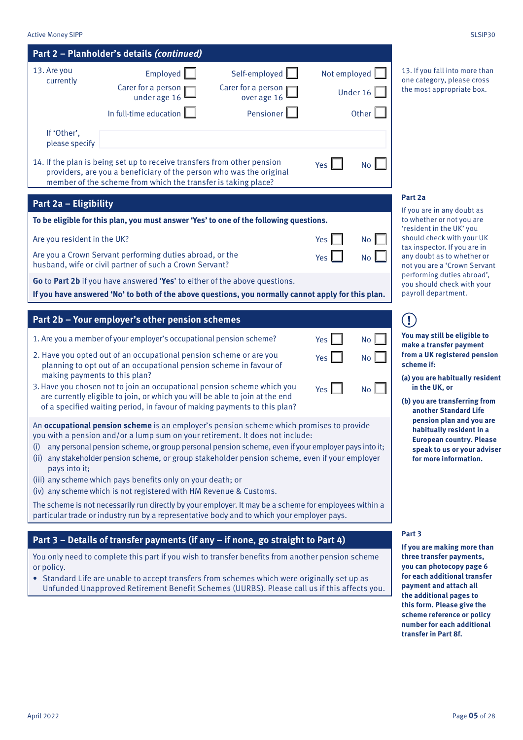## Part 2 – Planholder's details *(continued)*

13. Are you currently

| | | |
|---|---|---|
| Employed ☐ | Self-employed ☐ | Not employed ☐ |
| Carer for a person under age 16 ☐ | Carer for a person over age 16 ☐ | Under 16 ☐ |
| In full-time education ☐ | Pensioner ☐ | Other ☐ |

If 'Other', please specify

14. If the plan is being set up to receive transfers from other pension providers, are you a beneficiary of the person who was the original member of the scheme from which the transfer is taking place? Yes ☐ No ☐

13. If you fall into more than one category, please cross the most appropriate box.

## Part 2a – Eligibility

**To be eligible for this plan, you must answer 'Yes' to one of the following questions.**

Are you resident in the UK? Yes ☐ No ☐

Are you a Crown Servant performing duties abroad, or the husband, wife or civil partner of such a Crown Servant? Yes ☐ No ☐

**Go** to **Part 2b** if you have answered '**Yes**' to either of the above questions.

**If you have answered 'No' to both of the above questions, you normally cannot apply for this plan.**

**Part 2a**

If you are in any doubt as to whether or not you are 'resident in the UK' you should check with your UK tax inspector. If you are in any doubt as to whether or not you are a 'Crown Servant performing duties abroad', you should check with your payroll department.

## Part 2b – Your employer's other pension schemes

1. Are you a member of your employer's occupational pension scheme? Yes ☐ No ☐
2. Have you opted out of an occupational pension scheme or are you planning to opt out of an occupational pension scheme in favour of making payments to this plan? Yes ☐ No ☐
3. Have you chosen not to join an occupational pension scheme which you are currently eligible to join, or which you will be able to join at the end of a specified waiting period, in favour of making payments to this plan? Yes ☐ No ☐

An **occupational pension scheme** is an employer's pension scheme which promises to provide you with a pension and/or a lump sum on your retirement. It does not include:

(i) any personal pension scheme, or group personal pension scheme, even if your employer pays into it;
(ii) any stakeholder pension scheme, or group stakeholder pension scheme, even if your employer pays into it;
(iii) any scheme which pays benefits only on your death; or
(iv) any scheme which is not registered with HM Revenue & Customs.

The scheme is not necessarily run directly by your employer. It may be a scheme for employees within a particular trade or industry run by a representative body and to which your employer pays.

**You may still be eligible to make a transfer payment from a UK registered pension scheme if:**

**(a) you are habitually resident in the UK, or**

**(b) you are transferring from another Standard Life pension plan and you are habitually resident in a European country. Please speak to us or your adviser for more information.**

## Part 3 – Details of transfer payments (if any – if none, go straight to Part 4)

You only need to complete this part if you wish to transfer benefits from another pension scheme or policy.

- Standard Life are unable to accept transfers from schemes which were originally set up as Unfunded Unapproved Retirement Benefit Schemes (UURBS). Please call us if this affects you.

**Part 3**

**If you are making more than three transfer payments, you can photocopy page 6 for each additional transfer payment and attach all the additional pages to this form. Please give the scheme reference or policy number for each additional transfer in Part 8f.**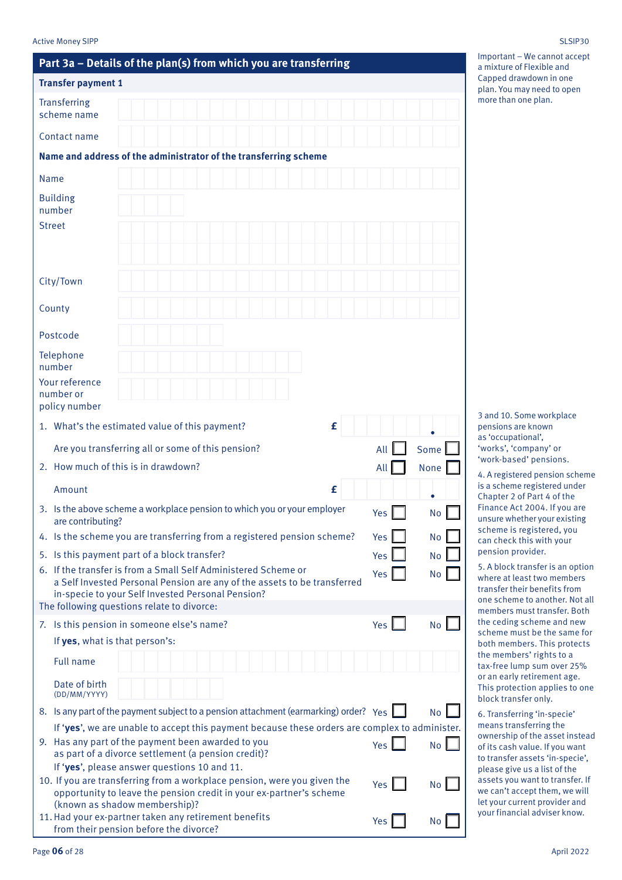## Part 3a – Details of the plan(s) from which you are transferring

Important – We cannot accept a mixture of Flexible and Capped drawdown in one plan. You may need to open more than one plan.

### Transfer payment 1

Transferring scheme name

Contact name

**Name and address of the administrator of the transferring scheme**

Name

Building number

Street

City/Town

County

Postcode

Telephone number

Your reference number or policy number

1. What's the estimated value of this payment? £ .

   Are you transferring all or some of this pension? All ☐ Some ☐

2. How much of this is in drawdown? All ☐ None ☐

   Amount £ .

3. Is the above scheme a workplace pension to which you or your employer are contributing? Yes ☐ No ☐
4. Is the scheme you are transferring from a registered pension scheme? Yes ☐ No ☐
5. Is this payment part of a block transfer? Yes ☐ No ☐
6. If the transfer is from a Small Self Administered Scheme or a Self Invested Personal Pension are any of the assets to be transferred in-specie to your Self Invested Personal Pension? Yes ☐ No ☐

The following questions relate to divorce:

7. Is this pension in someone else's name? Yes ☐ No ☐

   If **yes**, what is that person's:

   Full name

   Date of birth (DD/MM/YYYY)

8. Is any part of the payment subject to a pension attachment (earmarking) order? Yes ☐ No ☐

   If '**yes**', we are unable to accept this payment because these orders are complex to administer.

9. Has any part of the payment been awarded to you as part of a divorce settlement (a pension credit)? Yes ☐ No ☐

   If '**yes**', please answer questions 10 and 11.

10. If you are transferring from a workplace pension, were you given the opportunity to leave the pension credit in your ex-partner's scheme (known as shadow membership)? Yes ☐ No ☐
11. Had your ex-partner taken any retirement benefits from their pension before the divorce? Yes ☐ No ☐

3 and 10. Some workplace pensions are known as 'occupational', 'works', 'company' or 'work-based' pensions.

4. A registered pension scheme is a scheme registered under Chapter 2 of Part 4 of the Finance Act 2004. If you are unsure whether your existing scheme is registered, you can check this with your pension provider.

5. A block transfer is an option where at least two members transfer their benefits from one scheme to another. Not all members must transfer. Both the ceding scheme and new scheme must be the same for both members. This protects the members' rights to a tax-free lump sum over 25% or an early retirement age. This protection applies to one block transfer only.

6. Transferring 'in-specie' means transferring the ownership of the asset instead of its cash value. If you want to transfer assets 'in-specie', please give us a list of the assets you want to transfer. If we can't accept them, we will let your current provider and your financial adviser know.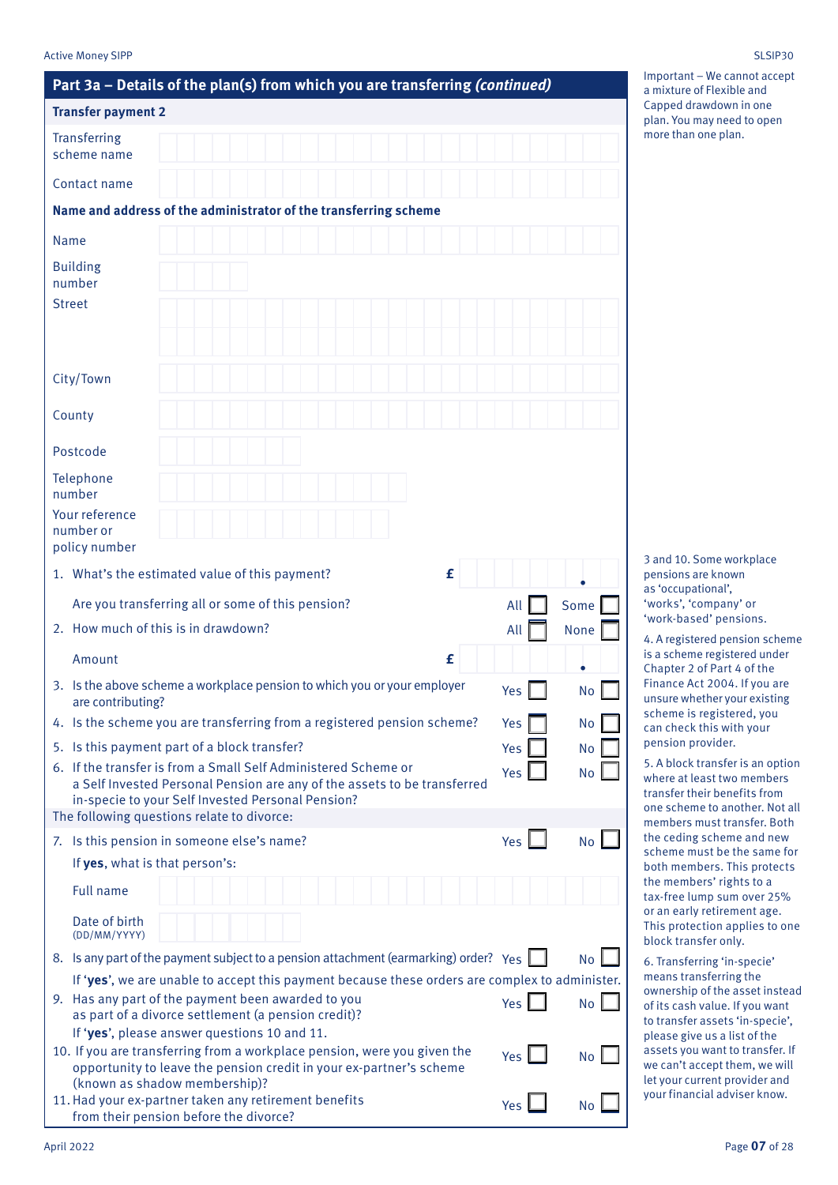## Part 3a – Details of the plan(s) from which you are transferring *(continued)*

**Transfer payment 2**

Transferring scheme name

Contact name

**Name and address of the administrator of the transferring scheme**

Name

Building number

Street

City/Town

County

Postcode

Telephone number

Your reference number or policy number

1. What's the estimated value of this payment? £ .

   Are you transferring all or some of this pension? All ☐ Some ☐

2. How much of this is in drawdown? All ☐ None ☐

   Amount £ .

3. Is the above scheme a workplace pension to which you or your employer are contributing? Yes ☐ No ☐

4. Is the scheme you are transferring from a registered pension scheme? Yes ☐ No ☐

5. Is this payment part of a block transfer? Yes ☐ No ☐

6. If the transfer is from a Small Self Administered Scheme or a Self Invested Personal Pension are any of the assets to be transferred in-specie to your Self Invested Personal Pension? Yes ☐ No ☐

The following questions relate to divorce:

7. Is this pension in someone else's name? Yes ☐ No ☐

   If **yes**, what is that person's:

   Full name

   Date of birth (DD/MM/YYYY)

8. Is any part of the payment subject to a pension attachment (earmarking) order? Yes ☐ No ☐

   If '**yes**', we are unable to accept this payment because these orders are complex to administer.

9. Has any part of the payment been awarded to you as part of a divorce settlement (a pension credit)? Yes ☐ No ☐

   If '**yes**', please answer questions 10 and 11.

10. If you are transferring from a workplace pension, were you given the opportunity to leave the pension credit in your ex-partner's scheme (known as shadow membership)? Yes ☐ No ☐

11. Had your ex-partner taken any retirement benefits from their pension before the divorce? Yes ☐ No ☐

Important – We cannot accept a mixture of Flexible and Capped drawdown in one plan. You may need to open more than one plan.

3 and 10. Some workplace pensions are known as 'occupational', 'works', 'company' or 'work-based' pensions.

4. A registered pension scheme is a scheme registered under Chapter 2 of Part 4 of the Finance Act 2004. If you are unsure whether your existing scheme is registered, you can check this with your pension provider.

5. A block transfer is an option where at least two members transfer their benefits from one scheme to another. Not all members must transfer. Both the ceding scheme and new scheme must be the same for both members. This protects the members' rights to a tax-free lump sum over 25% or an early retirement age. This protection applies to one block transfer only.

6. Transferring 'in-specie' means transferring the ownership of the asset instead of its cash value. If you want to transfer assets 'in-specie', please give us a list of the assets you want to transfer. If we can't accept them, we will let your current provider and your financial adviser know.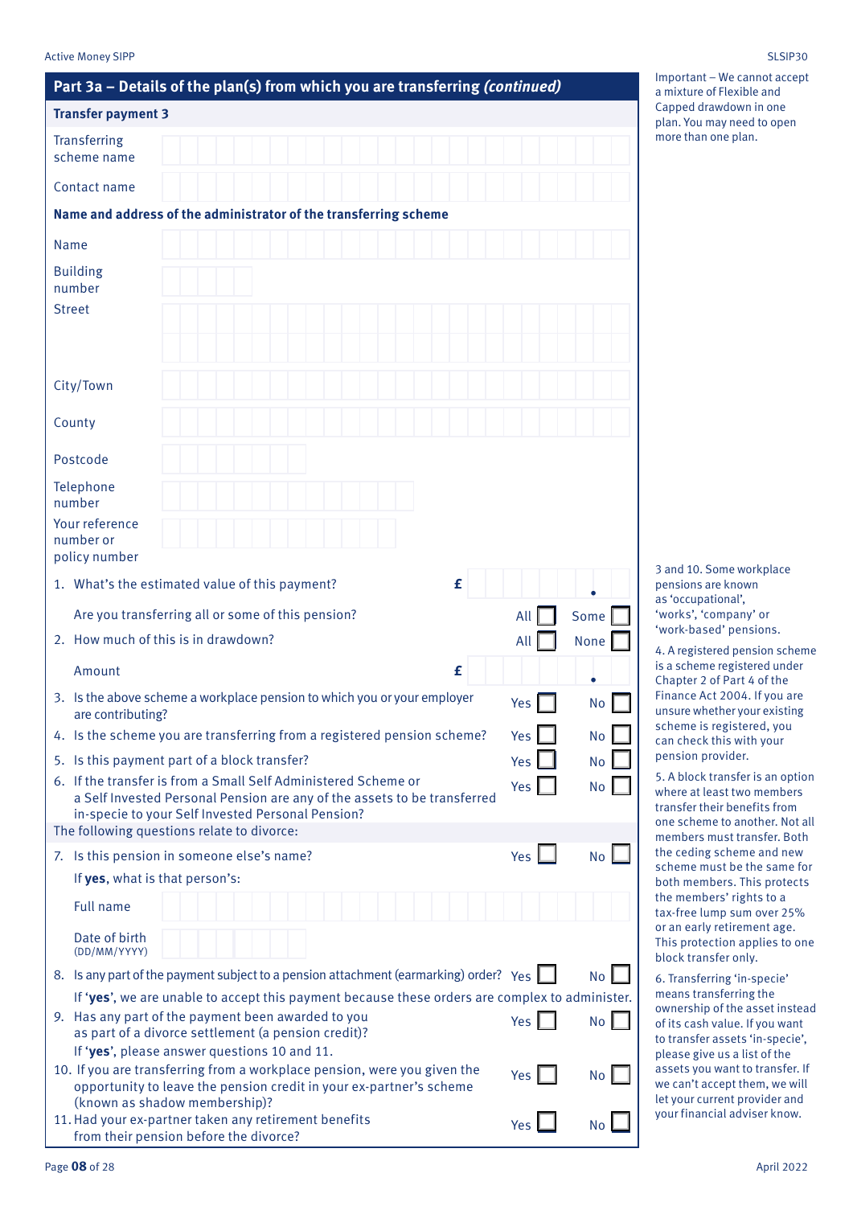## Part 3a – Details of the plan(s) from which you are transferring *(continued)*

**Important** – We cannot accept a mixture of Flexible and Capped drawdown in one plan. You may need to open more than one plan.

### Transfer payment 3

Transferring scheme name

Contact name

**Name and address of the administrator of the transferring scheme**

Name

Building number

Street

City/Town

County

Postcode

Telephone number

Your reference number or policy number

1. What's the estimated value of this payment? £ .

   Are you transferring all or some of this pension? All ☐ Some ☐

2. How much of this is in drawdown? All ☐ None ☐

   Amount £ .

3. Is the above scheme a workplace pension to which you or your employer are contributing? Yes ☐ No ☐
4. Is the scheme you are transferring from a registered pension scheme? Yes ☐ No ☐
5. Is this payment part of a block transfer? Yes ☐ No ☐
6. If the transfer is from a Small Self Administered Scheme or a Self Invested Personal Pension are any of the assets to be transferred in-specie to your Self Invested Personal Pension? Yes ☐ No ☐

The following questions relate to divorce:

7. Is this pension in someone else's name? Yes ☐ No ☐

   If **yes**, what is that person's:

   Full name

   Date of birth (DD/MM/YYYY)

8. Is any part of the payment subject to a pension attachment (earmarking) order? Yes ☐ No ☐

   If '**yes**', we are unable to accept this payment because these orders are complex to administer.

9. Has any part of the payment been awarded to you as part of a divorce settlement (a pension credit)? Yes ☐ No ☐

   If '**yes**', please answer questions 10 and 11.

10. If you are transferring from a workplace pension, were you given the opportunity to leave the pension credit in your ex-partner's scheme (known as shadow membership)? Yes ☐ No ☐
11. Had your ex-partner taken any retirement benefits from their pension before the divorce? Yes ☐ No ☐

3 and 10. Some workplace pensions are known as 'occupational', 'works', 'company' or 'work-based' pensions.

4. A registered pension scheme is a scheme registered under Chapter 2 of Part 4 of the Finance Act 2004. If you are unsure whether your existing scheme is registered, you can check this with your pension provider.

5. A block transfer is an option where at least two members transfer their benefits from one scheme to another. Not all members must transfer. Both the ceding scheme and new scheme must be the same for both members. This protects the members' rights to a tax-free lump sum over 25% or an early retirement age. This protection applies to one block transfer only.

6. Transferring 'in-specie' means transferring the ownership of the asset instead of its cash value. If you want to transfer assets 'in-specie', please give us a list of the assets you want to transfer. If we can't accept them, we will let your current provider and your financial adviser know.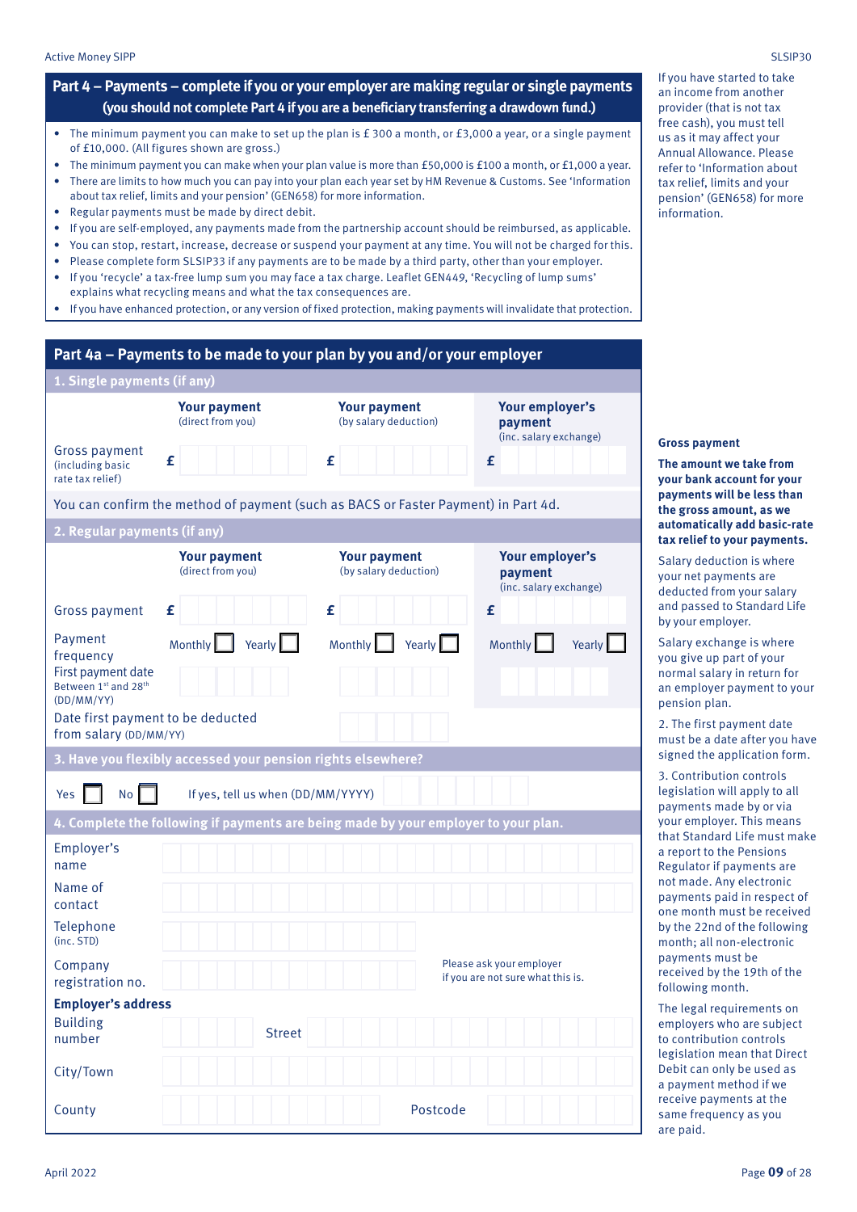## Part 4 – Payments – complete if you or your employer are making regular or single payments (you should not complete Part 4 if you are a beneficiary transferring a drawdown fund.)

- The minimum payment you can make to set up the plan is £ 300 a month, or £3,000 a year, or a single payment of £10,000. (All figures shown are gross.)
- The minimum payment you can make when your plan value is more than £50,000 is £100 a month, or £1,000 a year.
- There are limits to how much you can pay into your plan each year set by HM Revenue & Customs. See 'Information about tax relief, limits and your pension' (GEN658) for more information.
- Regular payments must be made by direct debit.
- If you are self-employed, any payments made from the partnership account should be reimbursed, as applicable.
- You can stop, restart, increase, decrease or suspend your payment at any time. You will not be charged for this.
- Please complete form SLSIP33 if any payments are to be made by a third party, other than your employer.
- If you 'recycle' a tax-free lump sum you may face a tax charge. Leaflet GEN449, 'Recycling of lump sums' explains what recycling means and what the tax consequences are.
- If you have enhanced protection, or any version of fixed protection, making payments will invalidate that protection.

If you have started to take an income from another provider (that is not tax free cash), you must tell us as it may affect your Annual Allowance. Please refer to 'Information about tax relief, limits and your pension' (GEN658) for more information.

## Part 4a – Payments to be made to your plan by you and/or your employer

### 1. Single payments (if any)

| | Your payment (direct from you) | Your payment (by salary deduction) | Your employer's payment (inc. salary exchange) |
|---|---|---|---|
| Gross payment (including basic rate tax relief) | £ | £ | £ |

You can confirm the method of payment (such as BACS or Faster Payment) in Part 4d.

### 2. Regular payments (if any)

| | Your payment (direct from you) | Your payment (by salary deduction) | Your employer's payment (inc. salary exchange) |
|---|---|---|---|
| Gross payment | £ | £ | £ |
| Payment frequency | Monthly ☐ Yearly ☐ | Monthly ☐ Yearly ☐ | Monthly ☐ Yearly ☐ |
| First payment date Between 1st and 28th (DD/MM/YY) | | | |
| Date first payment to be deducted from salary (DD/MM/YY) | | | |

### 3. Have you flexibly accessed your pension rights elsewhere?

Yes ☐ No ☐ If yes, tell us when (DD/MM/YYYY)

### 4. Complete the following if payments are being made by your employer to your plan.

Employer's name

Name of contact

Telephone (inc. STD)

Company registration no. — Please ask your employer if you are not sure what this is.

**Employer's address**

Building number — Street

City/Town

County — Postcode

**Gross payment**

**The amount we take from your bank account for your payments will be less than the gross amount, as we automatically add basic-rate tax relief to your payments.**

Salary deduction is where your net payments are deducted from your salary and passed to Standard Life by your employer.

Salary exchange is where you give up part of your normal salary in return for an employer payment to your pension plan.

2. The first payment date must be a date after you have signed the application form.

3. Contribution controls legislation will apply to all payments made by or via your employer. This means that Standard Life must make a report to the Pensions Regulator if payments are not made. Any electronic payments paid in respect of one month must be received by the 22nd of the following month; all non-electronic payments must be received by the 19th of the following month.

The legal requirements on employers who are subject to contribution controls legislation mean that Direct Debit can only be used as a payment method if we receive payments at the same frequency as you are paid.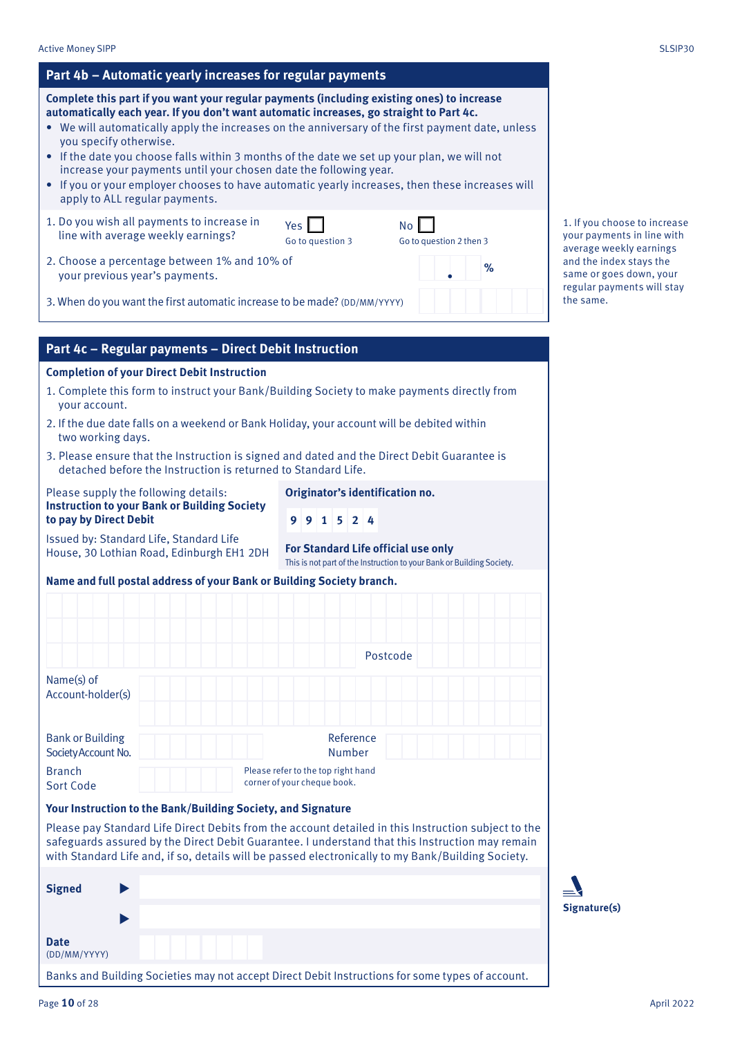## Part 4b – Automatic yearly increases for regular payments

**Complete this part if you want your regular payments (including existing ones) to increase automatically each year. If you don't want automatic increases, go straight to Part 4c.**

- We will automatically apply the increases on the anniversary of the first payment date, unless you specify otherwise.
- If the date you choose falls within 3 months of the date we set up your plan, we will not increase your payments until your chosen date the following year.
- If you or your employer chooses to have automatic yearly increases, then these increases will apply to ALL regular payments.

1. Do you wish all payments to increase in line with average weekly earnings? Yes ☐ Go to question 3 No ☐ Go to question 2 then 3
2. Choose a percentage between 1% and 10% of your previous year's payments. ___ . ___ %
3. When do you want the first automatic increase to be made? (DD/MM/YYYY)

1. If you choose to increase your payments in line with average weekly earnings and the index stays the same or goes down, your regular payments will stay the same.

## Part 4c – Regular payments – Direct Debit Instruction

**Completion of your Direct Debit Instruction**

1. Complete this form to instruct your Bank/Building Society to make payments directly from your account.
2. If the due date falls on a weekend or Bank Holiday, your account will be debited within two working days.
3. Please ensure that the Instruction is signed and dated and the Direct Debit Guarantee is detached before the Instruction is returned to Standard Life.

Please supply the following details:
**Instruction to your Bank or Building Society to pay by Direct Debit**

Issued by: Standard Life, Standard Life House, 30 Lothian Road, Edinburgh EH1 2DH

**Originator's identification no.**

9 9 1 5 2 4

**For Standard Life official use only**
This is not part of the Instruction to your Bank or Building Society.

**Name and full postal address of your Bank or Building Society branch.**

Postcode

Name(s) of Account-holder(s)

Bank or Building Society Account No.

Reference Number

Branch Sort Code

Please refer to the top right hand corner of your cheque book.

**Your Instruction to the Bank/Building Society, and Signature**

Please pay Standard Life Direct Debits from the account detailed in this Instruction subject to the safeguards assured by the Direct Debit Guarantee. I understand that this Instruction may remain with Standard Life and, if so, details will be passed electronically to my Bank/Building Society.

**Signed** ▶

▶

**Date**
(DD/MM/YYYY)

**Signature(s)**

Banks and Building Societies may not accept Direct Debit Instructions for some types of account.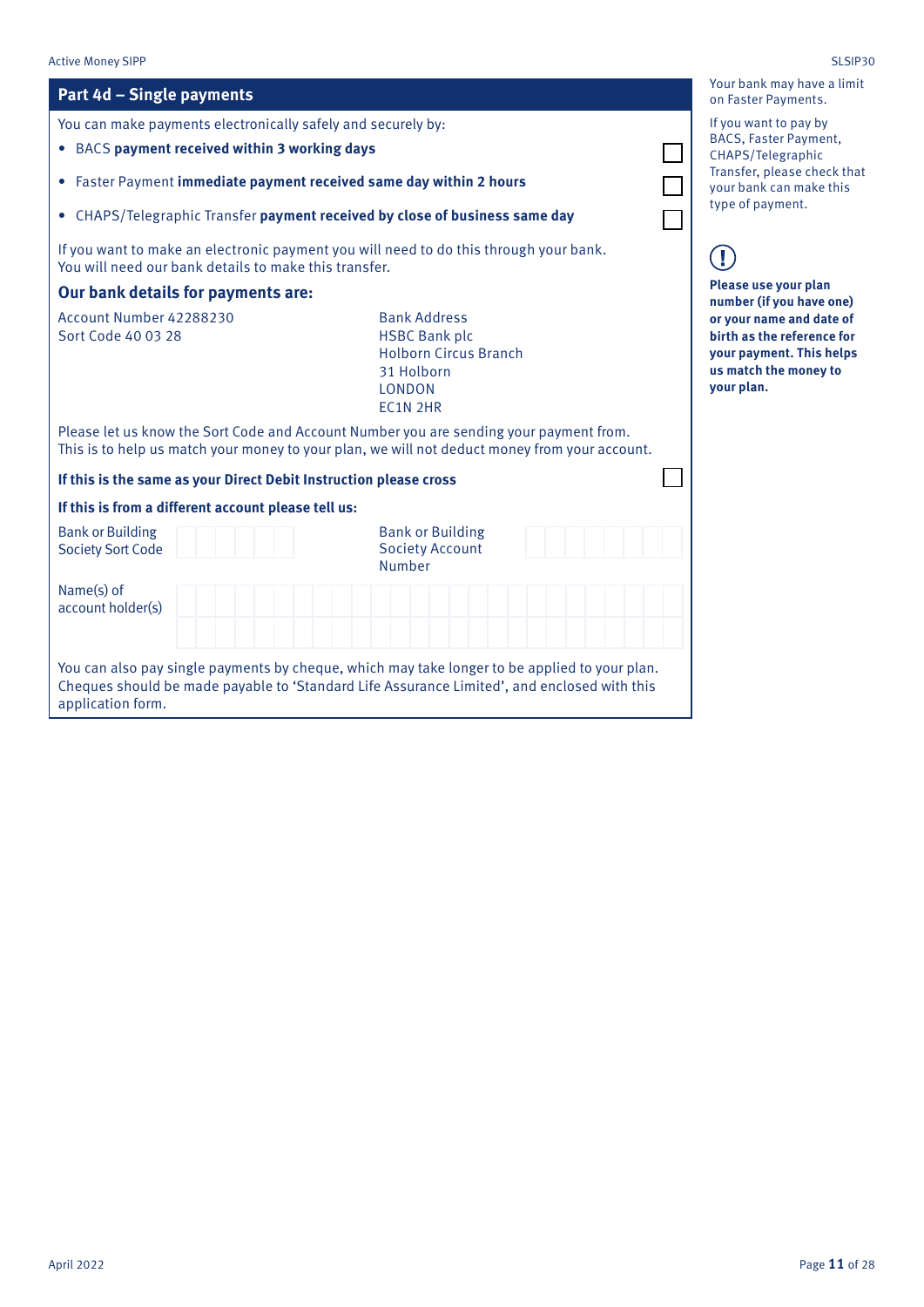## Part 4d – Single payments

You can make payments electronically safely and securely by:

- BACS **payment received within 3 working days** ☐
- Faster Payment **immediate payment received same day within 2 hours** ☐
- CHAPS/Telegraphic Transfer **payment received by close of business same day** ☐

If you want to make an electronic payment you will need to do this through your bank.
You will need our bank details to make this transfer.

### Our bank details for payments are:

Account Number 42288230
Sort Code 40 03 28

Bank Address
HSBC Bank plc
Holborn Circus Branch
31 Holborn
LONDON
EC1N 2HR

Please let us know the Sort Code and Account Number you are sending your payment from.
This is to help us match your money to your plan, we will not deduct money from your account.

**If this is the same as your Direct Debit Instruction please cross** ☐

**If this is from a different account please tell us:**

Bank or Building Society Sort Code: ______

Bank or Building Society Account Number: ______

Name(s) of account holder(s): ______

You can also pay single payments by cheque, which may take longer to be applied to your plan. Cheques should be made payable to 'Standard Life Assurance Limited', and enclosed with this application form.

Your bank may have a limit on Faster Payments.

If you want to pay by BACS, Faster Payment, CHAPS/Telegraphic Transfer, please check that your bank can make this type of payment.

**Please use your plan number (if you have one) or your name and date of birth as the reference for your payment. This helps us match the money to your plan.**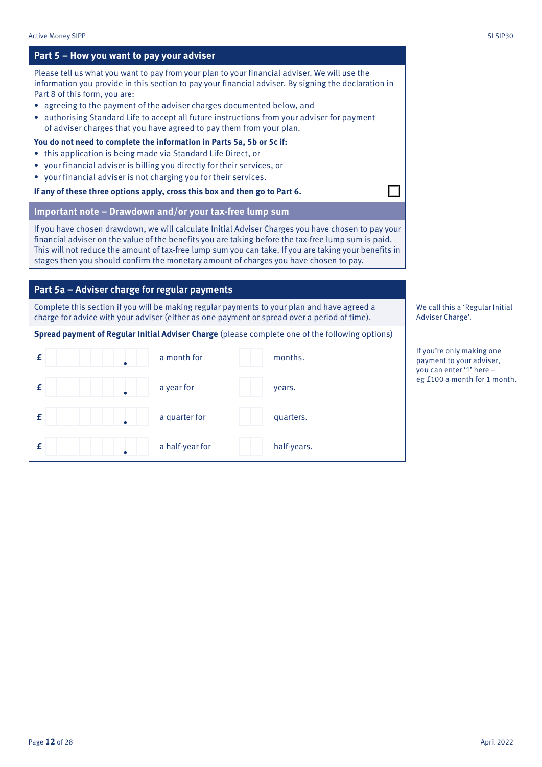## Part 5 – How you want to pay your adviser

Please tell us what you want to pay from your plan to your financial adviser. We will use the information you provide in this section to pay your financial adviser. By signing the declaration in Part 8 of this form, you are:

- agreeing to the payment of the adviser charges documented below, and
- authorising Standard Life to accept all future instructions from your adviser for payment of adviser charges that you have agreed to pay them from your plan.

**You do not need to complete the information in Parts 5a, 5b or 5c if:**

- this application is being made via Standard Life Direct, or
- your financial adviser is billing you directly for their services, or
- your financial adviser is not charging you for their services.

**If any of these three options apply, cross this box and then go to Part 6.** ☐

### Important note – Drawdown and/or your tax-free lump sum

If you have chosen drawdown, we will calculate Initial Adviser Charges you have chosen to pay your financial adviser on the value of the benefits you are taking before the tax-free lump sum is paid. This will not reduce the amount of tax-free lump sum you can take. If you are taking your benefits in stages then you should confirm the monetary amount of charges you have chosen to pay.

## Part 5a – Adviser charge for regular payments

Complete this section if you will be making regular payments to your plan and have agreed a charge for advice with your adviser (either as one payment or spread over a period of time).

We call this a 'Regular Initial Adviser Charge'.

**Spread payment of Regular Initial Adviser Charge** (please complete one of the following options)

£ ______ . __ a month for ____ months.

£ ______ . __ a year for ____ years.

£ ______ . __ a quarter for ____ quarters.

£ ______ . __ a half-year for ____ half-years.

If you're only making one payment to your adviser, you can enter '1' here – eg £100 a month for 1 month.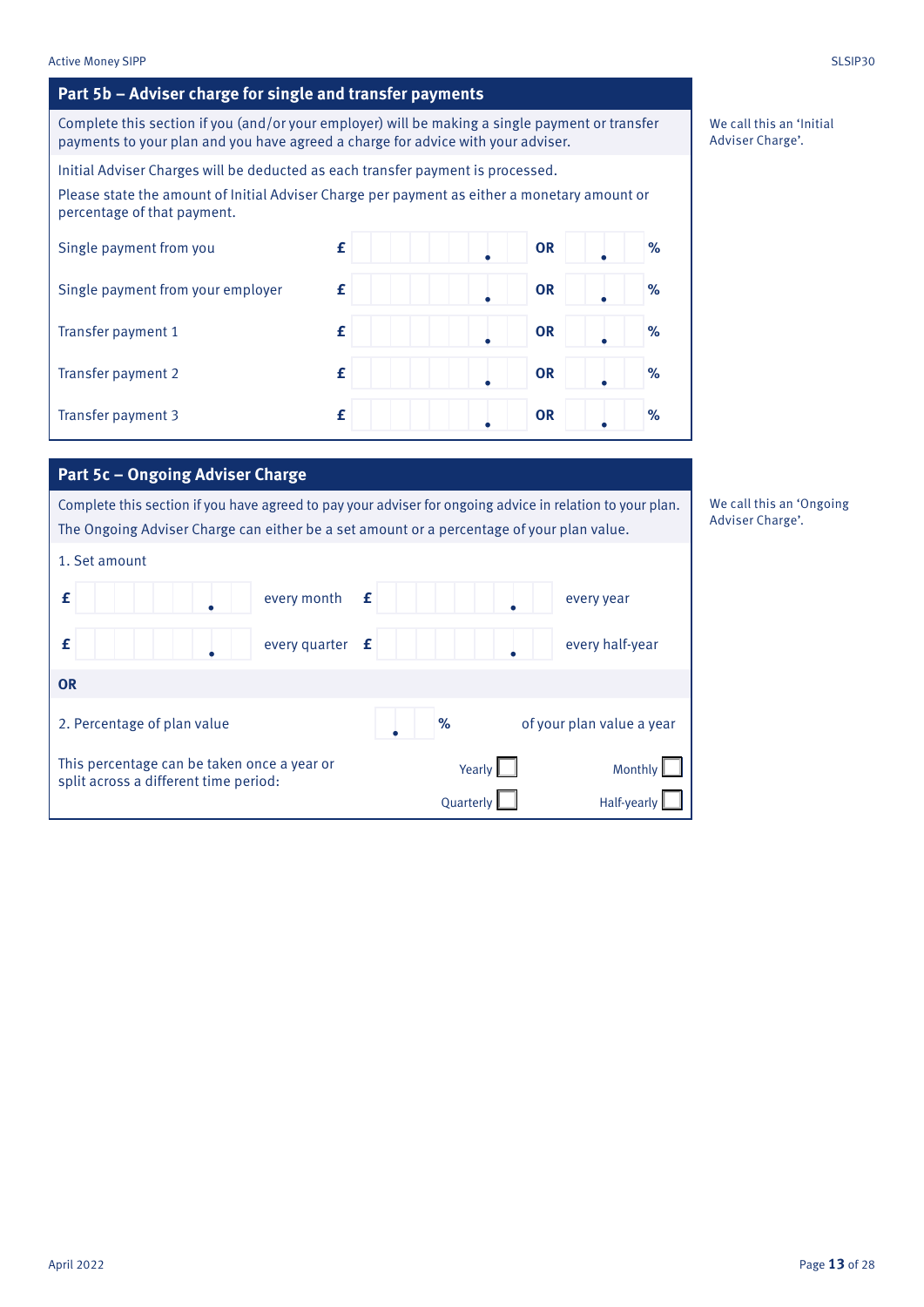## Part 5b – Adviser charge for single and transfer payments

Complete this section if you (and/or your employer) will be making a single payment or transfer payments to your plan and you have agreed a charge for advice with your adviser.

We call this an 'Initial Adviser Charge'.

Initial Adviser Charges will be deducted as each transfer payment is processed.

Please state the amount of Initial Adviser Charge per payment as either a monetary amount or percentage of that payment.

| | £ | | % |
|---|---|---|---|
| Single payment from you | £ . | OR | . % |
| Single payment from your employer | £ . | OR | . % |
| Transfer payment 1 | £ . | OR | . % |
| Transfer payment 2 | £ . | OR | . % |
| Transfer payment 3 | £ . | OR | . % |

## Part 5c – Ongoing Adviser Charge

Complete this section if you have agreed to pay your adviser for ongoing advice in relation to your plan.

We call this an 'Ongoing Adviser Charge'.

The Ongoing Adviser Charge can either be a set amount or a percentage of your plan value.

1. Set amount

| | | | |
|---|---|---|---|
| £ . | every month | £ . | every year |
| £ . | every quarter | £ . | every half-year |

**OR**

2. Percentage of plan value . % of your plan value a year

This percentage can be taken once a year or split across a different time period:

Yearly ☐ Monthly ☐

Quarterly ☐ Half-yearly ☐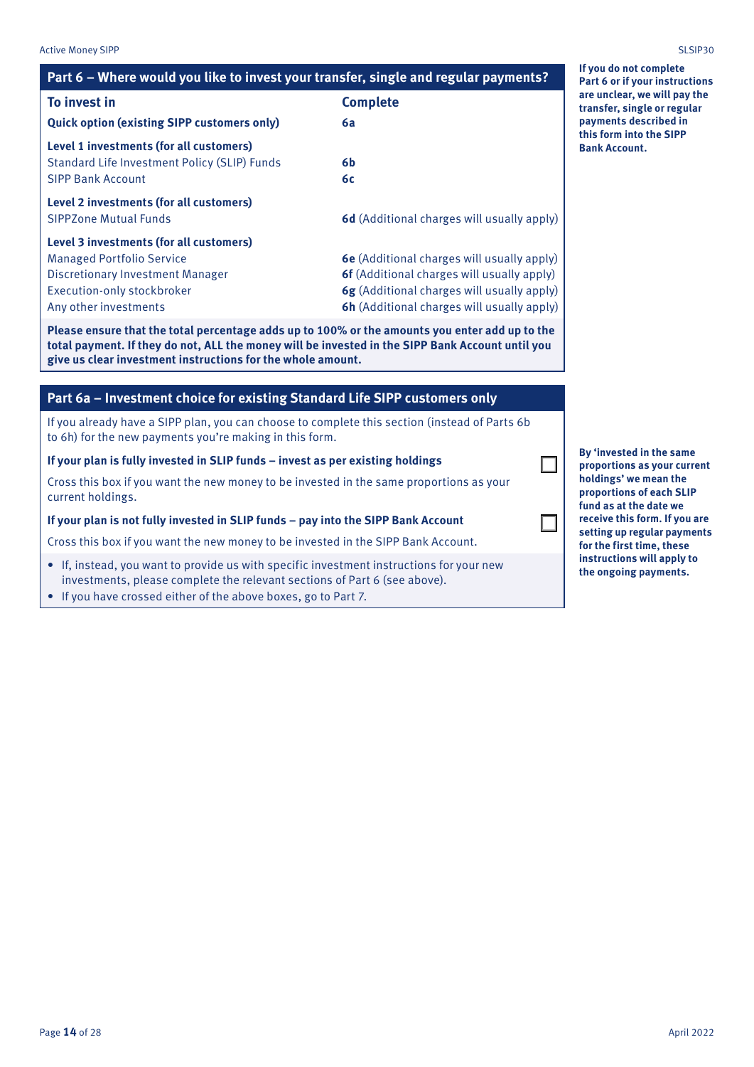## Part 6 – Where would you like to invest your transfer, single and regular payments?

| To invest in | Complete |
|---|---|
| **Quick option (existing SIPP customers only)** | **6a** |
| **Level 1 investments (for all customers)** | |
| Standard Life Investment Policy (SLIP) Funds | **6b** |
| SIPP Bank Account | **6c** |
| **Level 2 investments (for all customers)** | |
| SIPPZone Mutual Funds | **6d** (Additional charges will usually apply) |
| **Level 3 investments (for all customers)** | |
| Managed Portfolio Service | **6e** (Additional charges will usually apply) |
| Discretionary Investment Manager | **6f** (Additional charges will usually apply) |
| Execution-only stockbroker | **6g** (Additional charges will usually apply) |
| Any other investments | **6h** (Additional charges will usually apply) |

**Please ensure that the total percentage adds up to 100% or the amounts you enter add up to the total payment. If they do not, ALL the money will be invested in the SIPP Bank Account until you give us clear investment instructions for the whole amount.**

**If you do not complete Part 6 or if your instructions are unclear, we will pay the transfer, single or regular payments described in this form into the SIPP Bank Account.**

## Part 6a – Investment choice for existing Standard Life SIPP customers only

If you already have a SIPP plan, you can choose to complete this section (instead of Parts 6b to 6h) for the new payments you're making in this form.

**If your plan is fully invested in SLIP funds – invest as per existing holdings** ☐

Cross this box if you want the new money to be invested in the same proportions as your current holdings.

**If your plan is not fully invested in SLIP funds – pay into the SIPP Bank Account** ☐

Cross this box if you want the new money to be invested in the SIPP Bank Account.

- If, instead, you want to provide us with specific investment instructions for your new investments, please complete the relevant sections of Part 6 (see above).
- If you have crossed either of the above boxes, go to Part 7.

**By 'invested in the same proportions as your current holdings' we mean the proportions of each SLIP fund as at the date we receive this form. If you are setting up regular payments for the first time, these instructions will apply to the ongoing payments.**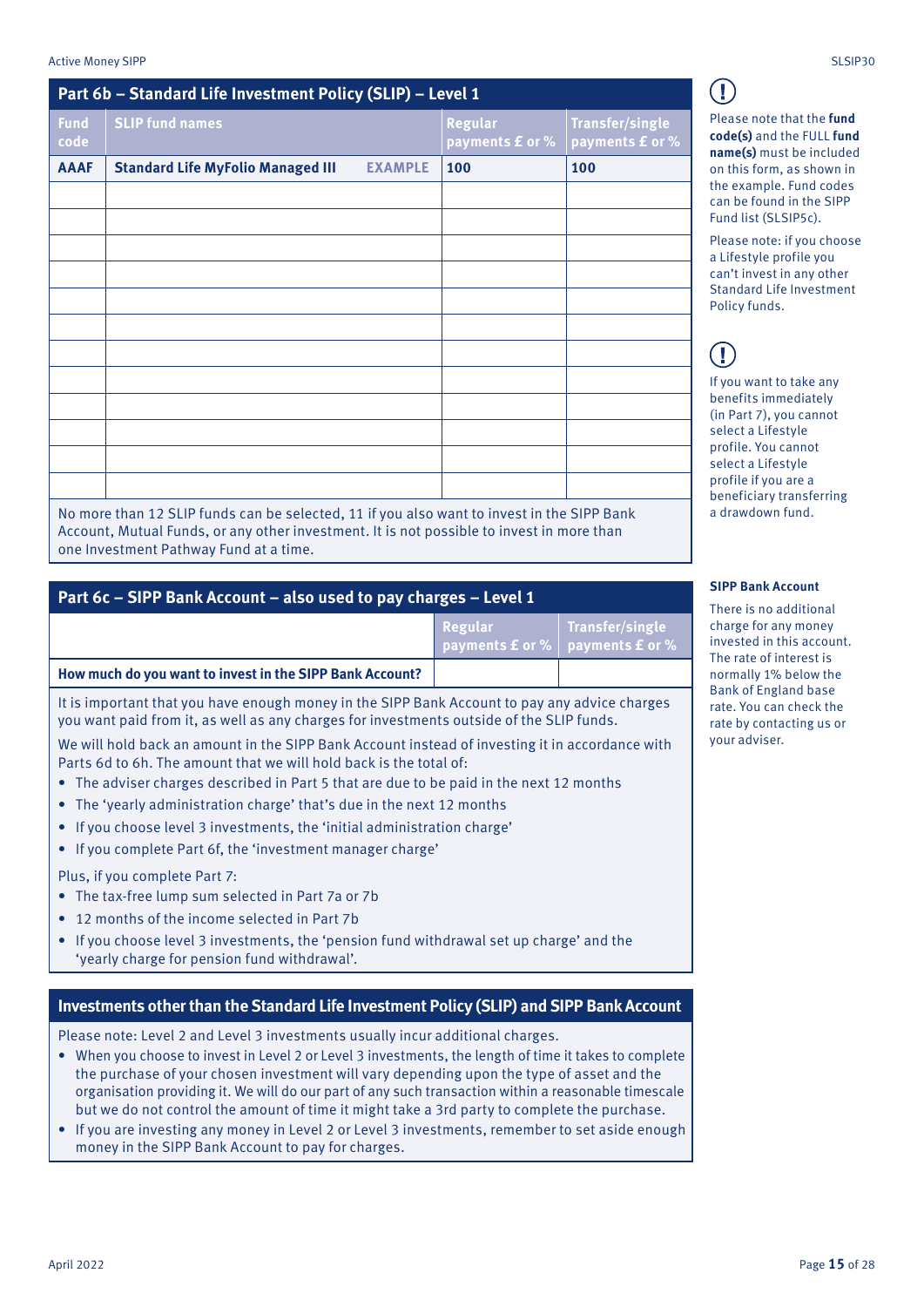## Part 6b – Standard Life Investment Policy (SLIP) – Level 1

| Fund code | SLIP fund names | Regular payments £ or % | Transfer/single payments £ or % |
|---|---|---|---|
| **AAAF** | **Standard Life MyFolio Managed III** EXAMPLE | 100 | 100 |
| | | | |
| | | | |
| | | | |
| | | | |
| | | | |
| | | | |
| | | | |
| | | | |
| | | | |
| | | | |
| | | | |
| | | | |

No more than 12 SLIP funds can be selected, 11 if you also want to invest in the SIPP Bank Account, Mutual Funds, or any other investment. It is not possible to invest in more than one Investment Pathway Fund at a time.

Please note that the **fund code(s)** and the FULL **fund name(s)** must be included on this form, as shown in the example. Fund codes can be found in the SIPP Fund list (SLSIP5c).

Please note: if you choose a Lifestyle profile you can't invest in any other Standard Life Investment Policy funds.

If you want to take any benefits immediately (in Part 7), you cannot select a Lifestyle profile. You cannot select a Lifestyle profile if you are a beneficiary transferring a drawdown fund.

## Part 6c – SIPP Bank Account – also used to pay charges – Level 1

| | Regular payments £ or % | Transfer/single payments £ or % |
|---|---|---|
| **How much do you want to invest in the SIPP Bank Account?** | | |

It is important that you have enough money in the SIPP Bank Account to pay any advice charges you want paid from it, as well as any charges for investments outside of the SLIP funds.

We will hold back an amount in the SIPP Bank Account instead of investing it in accordance with Parts 6d to 6h. The amount that we will hold back is the total of:

- The adviser charges described in Part 5 that are due to be paid in the next 12 months
- The 'yearly administration charge' that's due in the next 12 months
- If you choose level 3 investments, the 'initial administration charge'
- If you complete Part 6f, the 'investment manager charge'

Plus, if you complete Part 7:

- The tax-free lump sum selected in Part 7a or 7b
- 12 months of the income selected in Part 7b
- If you choose level 3 investments, the 'pension fund withdrawal set up charge' and the 'yearly charge for pension fund withdrawal'.

### SIPP Bank Account

There is no additional charge for any money invested in this account. The rate of interest is normally 1% below the Bank of England base rate. You can check the rate by contacting us or your adviser.

## Investments other than the Standard Life Investment Policy (SLIP) and SIPP Bank Account

Please note: Level 2 and Level 3 investments usually incur additional charges.

- When you choose to invest in Level 2 or Level 3 investments, the length of time it takes to complete the purchase of your chosen investment will vary depending upon the type of asset and the organisation providing it. We will do our part of any such transaction within a reasonable timescale but we do not control the amount of time it might take a 3rd party to complete the purchase.
- If you are investing any money in Level 2 or Level 3 investments, remember to set aside enough money in the SIPP Bank Account to pay for charges.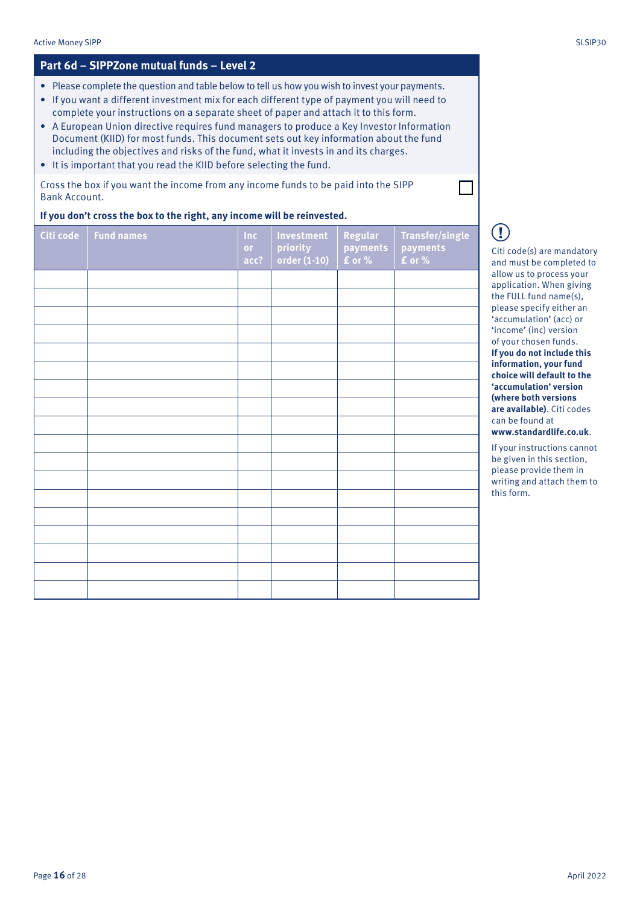## Part 6d – SIPPZone mutual funds – Level 2

- Please complete the question and table below to tell us how you wish to invest your payments.
- If you want a different investment mix for each different type of payment you will need to complete your instructions on a separate sheet of paper and attach it to this form.
- A European Union directive requires fund managers to produce a Key Investor Information Document (KIID) for most funds. This document sets out key information about the fund including the objectives and risks of the fund, what it invests in and its charges.
- It is important that you read the KIID before selecting the fund.

Cross the box if you want the income from any income funds to be paid into the SIPP Bank Account. ☐

**If you don't cross the box to the right, any income will be reinvested.**

| Citi code | Fund names | Inc or acc? | Investment priority order (1-10) | Regular payments £ or % | Transfer/single payments £ or % |
|---|---|---|---|---|---|
| | | | | | |
| | | | | | |
| | | | | | |
| | | | | | |
| | | | | | |
| | | | | | |
| | | | | | |
| | | | | | |
| | | | | | |
| | | | | | |
| | | | | | |
| | | | | | |
| | | | | | |
| | | | | | |
| | | | | | |
| | | | | | |
| | | | | | |
| | | | | | |

Citi code(s) are mandatory and must be completed to allow us to process your application. When giving the FULL fund name(s), please specify either an 'accumulation' (acc) or 'income' (inc) version of your chosen funds. **If you do not include this information, your fund choice will default to the 'accumulation' version (where both versions are available).** Citi codes can be found at **www.standardlife.co.uk**.

If your instructions cannot be given in this section, please provide them in writing and attach them to this form.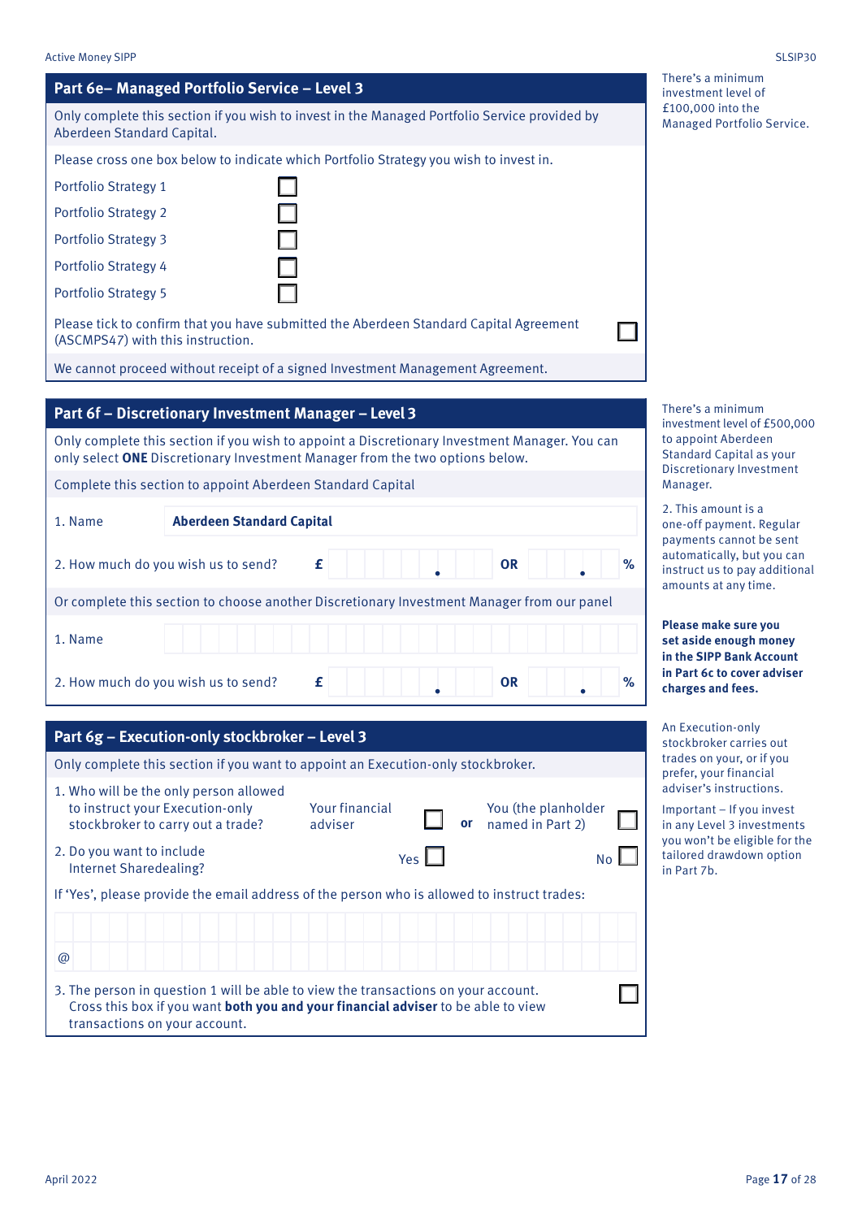## Part 6e– Managed Portfolio Service – Level 3

Only complete this section if you wish to invest in the Managed Portfolio Service provided by Aberdeen Standard Capital.

Please cross one box below to indicate which Portfolio Strategy you wish to invest in.

- Portfolio Strategy 1 ☐
- Portfolio Strategy 2 ☐
- Portfolio Strategy 3 ☐
- Portfolio Strategy 4 ☐
- Portfolio Strategy 5 ☐

Please tick to confirm that you have submitted the Aberdeen Standard Capital Agreement (ASCMPS47) with this instruction. ☐

We cannot proceed without receipt of a signed Investment Management Agreement.

There's a minimum investment level of £100,000 into the Managed Portfolio Service.

## Part 6f – Discretionary Investment Manager – Level 3

Only complete this section if you wish to appoint a Discretionary Investment Manager. You can only select **ONE** Discretionary Investment Manager from the two options below.

Complete this section to appoint Aberdeen Standard Capital

1. Name **Aberdeen Standard Capital**
2. How much do you wish us to send? £ ______ . ___ **OR** ___ . ___ **%**

Or complete this section to choose another Discretionary Investment Manager from our panel

1. Name ______________________
2. How much do you wish us to send? £ ______ . ___ **OR** ___ . ___ **%**

There's a minimum investment level of £500,000 to appoint Aberdeen Standard Capital as your Discretionary Investment Manager.

2. This amount is a one-off payment. Regular payments cannot be sent automatically, but you can instruct us to pay additional amounts at any time.

**Please make sure you set aside enough money in the SIPP Bank Account in Part 6c to cover adviser charges and fees.**

## Part 6g – Execution-only stockbroker – Level 3

Only complete this section if you want to appoint an Execution-only stockbroker.

1. Who will be the only person allowed to instruct your Execution-only stockbroker to carry out a trade? Your financial adviser ☐ **or** You (the planholder named in Part 2) ☐
2. Do you want to include Internet Sharedealing? Yes ☐ No ☐

If 'Yes', please provide the email address of the person who is allowed to instruct trades:

______________________

@ ______________________

3. The person in question 1 will be able to view the transactions on your account. Cross this box if you want **both you and your financial adviser** to be able to view transactions on your account. ☐

An Execution-only stockbroker carries out trades on your, or if you prefer, your financial adviser's instructions.

Important – If you invest in any Level 3 investments you won't be eligible for the tailored drawdown option in Part 7b.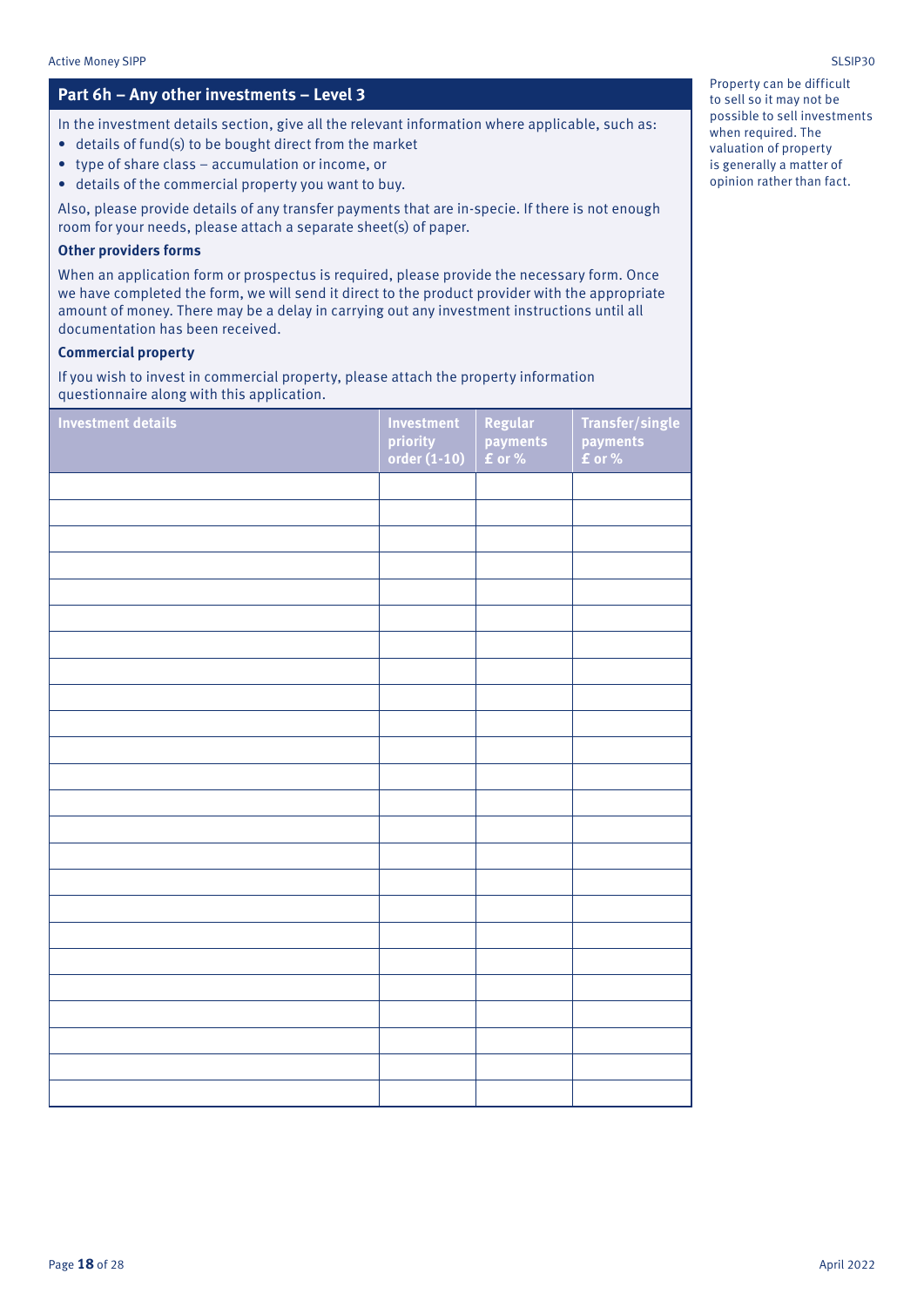## Part 6h – Any other investments – Level 3

In the investment details section, give all the relevant information where applicable, such as:

- details of fund(s) to be bought direct from the market
- type of share class – accumulation or income, or
- details of the commercial property you want to buy.

Also, please provide details of any transfer payments that are in-specie. If there is not enough room for your needs, please attach a separate sheet(s) of paper.

**Other providers forms**

When an application form or prospectus is required, please provide the necessary form. Once we have completed the form, we will send it direct to the product provider with the appropriate amount of money. There may be a delay in carrying out any investment instructions until all documentation has been received.

**Commercial property**

If you wish to invest in commercial property, please attach the property information questionnaire along with this application.

Property can be difficult to sell so it may not be possible to sell investments when required. The valuation of property is generally a matter of opinion rather than fact.

| Investment details | Investment priority order (1-10) | Regular payments £ or % | Transfer/single payments £ or % |
|---|---|---|---|
| | | | |
| | | | |
| | | | |
| | | | |
| | | | |
| | | | |
| | | | |
| | | | |
| | | | |
| | | | |
| | | | |
| | | | |
| | | | |
| | | | |
| | | | |
| | | | |
| | | | |
| | | | |
| | | | |
| | | | |
| | | | |
| | | | |
| | | | |
| | | | |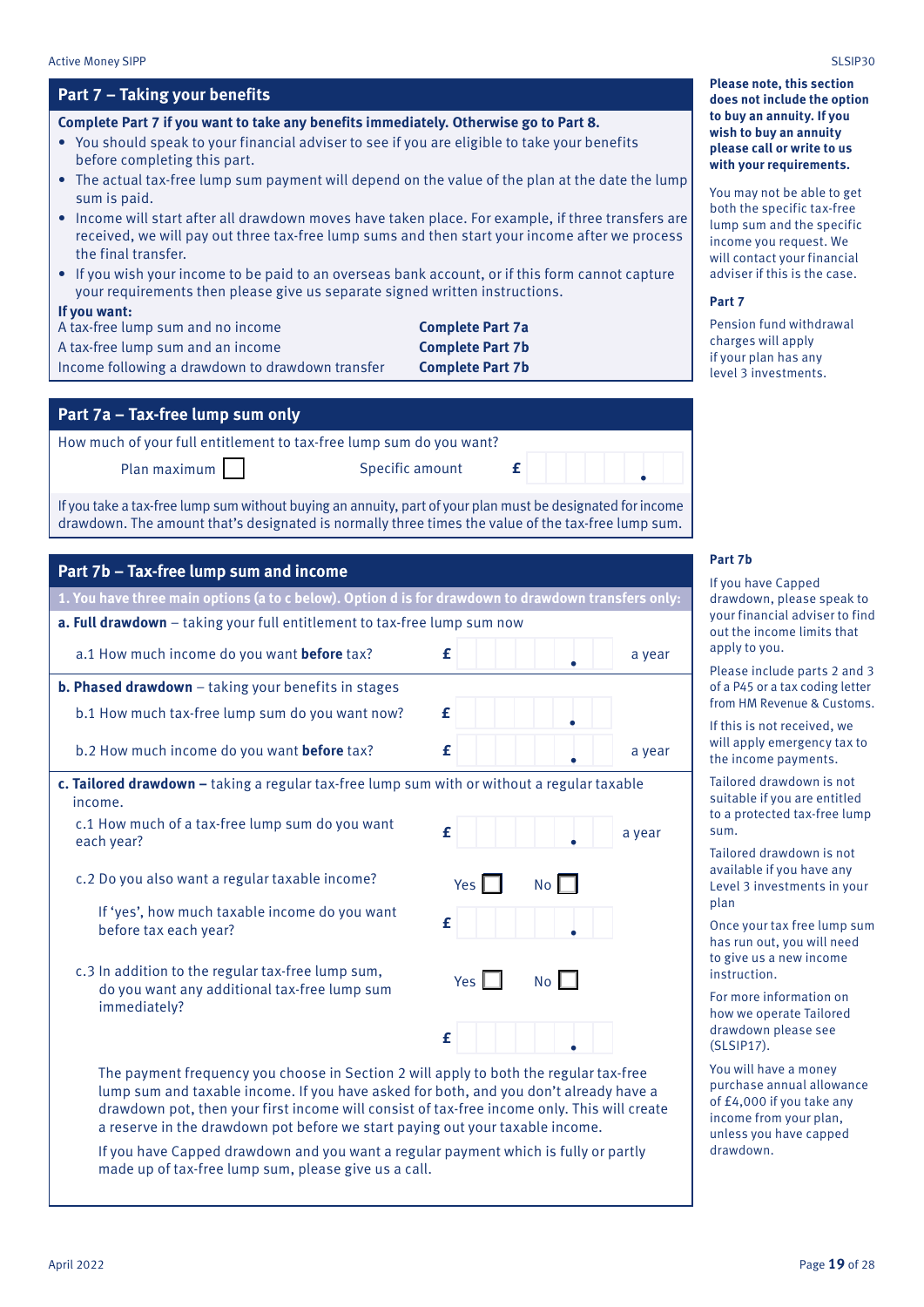## Part 7 – Taking your benefits

**Complete Part 7 if you want to take any benefits immediately. Otherwise go to Part 8.**

- You should speak to your financial adviser to see if you are eligible to take your benefits before completing this part.
- The actual tax-free lump sum payment will depend on the value of the plan at the date the lump sum is paid.
- Income will start after all drawdown moves have taken place. For example, if three transfers are received, we will pay out three tax-free lump sums and then start your income after we process the final transfer.
- If you wish your income to be paid to an overseas bank account, or if this form cannot capture your requirements then please give us separate signed written instructions.

**If you want:**

| | |
|---|---|
| A tax-free lump sum and no income | **Complete Part 7a** |
| A tax-free lump sum and an income | **Complete Part 7b** |
| Income following a drawdown to drawdown transfer | **Complete Part 7b** |

**Please note, this section does not include the option to buy an annuity. If you wish to buy an annuity please call or write to us with your requirements.**

You may not be able to get both the specific tax-free lump sum and the specific income you request. We will contact your financial adviser if this is the case.

**Part 7**

Pension fund withdrawal charges will apply if your plan has any level 3 investments.

## Part 7a – Tax-free lump sum only

How much of your full entitlement to tax-free lump sum do you want?

Plan maximum ☐ Specific amount £ ______ . __

If you take a tax-free lump sum without buying an annuity, part of your plan must be designated for income drawdown. The amount that's designated is normally three times the value of the tax-free lump sum.

## Part 7b – Tax-free lump sum and income

**1. You have three main options (a to c below). Option d is for drawdown to drawdown transfers only:**

**a. Full drawdown** – taking your full entitlement to tax-free lump sum now

a.1 How much income do you want **before** tax? £ ______ . __ a year

**b. Phased drawdown** – taking your benefits in stages

b.1 How much tax-free lump sum do you want now? £ ______ . __

b.2 How much income do you want **before** tax? £ ______ . __ a year

**c. Tailored drawdown –** taking a regular tax-free lump sum with or without a regular taxable income.

c.1 How much of a tax-free lump sum do you want each year? £ ______ . __ a year

c.2 Do you also want a regular taxable income? Yes ☐ No ☐

If 'yes', how much taxable income do you want before tax each year? £ ______ . __

c.3 In addition to the regular tax-free lump sum, do you want any additional tax-free lump sum immediately? Yes ☐ No ☐

£ ______ . __

The payment frequency you choose in Section 2 will apply to both the regular tax-free lump sum and taxable income. If you have asked for both, and you don't already have a drawdown pot, then your first income will consist of tax-free income only. This will create a reserve in the drawdown pot before we start paying out your taxable income.

If you have Capped drawdown and you want a regular payment which is fully or partly made up of tax-free lump sum, please give us a call.

**Part 7b**

If you have Capped drawdown, please speak to your financial adviser to find out the income limits that apply to you.

Please include parts 2 and 3 of a P45 or a tax coding letter from HM Revenue & Customs.

If this is not received, we will apply emergency tax to the income payments.

Tailored drawdown is not suitable if you are entitled to a protected tax-free lump sum.

Tailored drawdown is not available if you have any Level 3 investments in your plan

Once your tax free lump sum has run out, you will need to give us a new income instruction.

For more information on how we operate Tailored drawdown please see (SLSIP17).

You will have a money purchase annual allowance of £4,000 if you take any income from your plan, unless you have capped drawdown.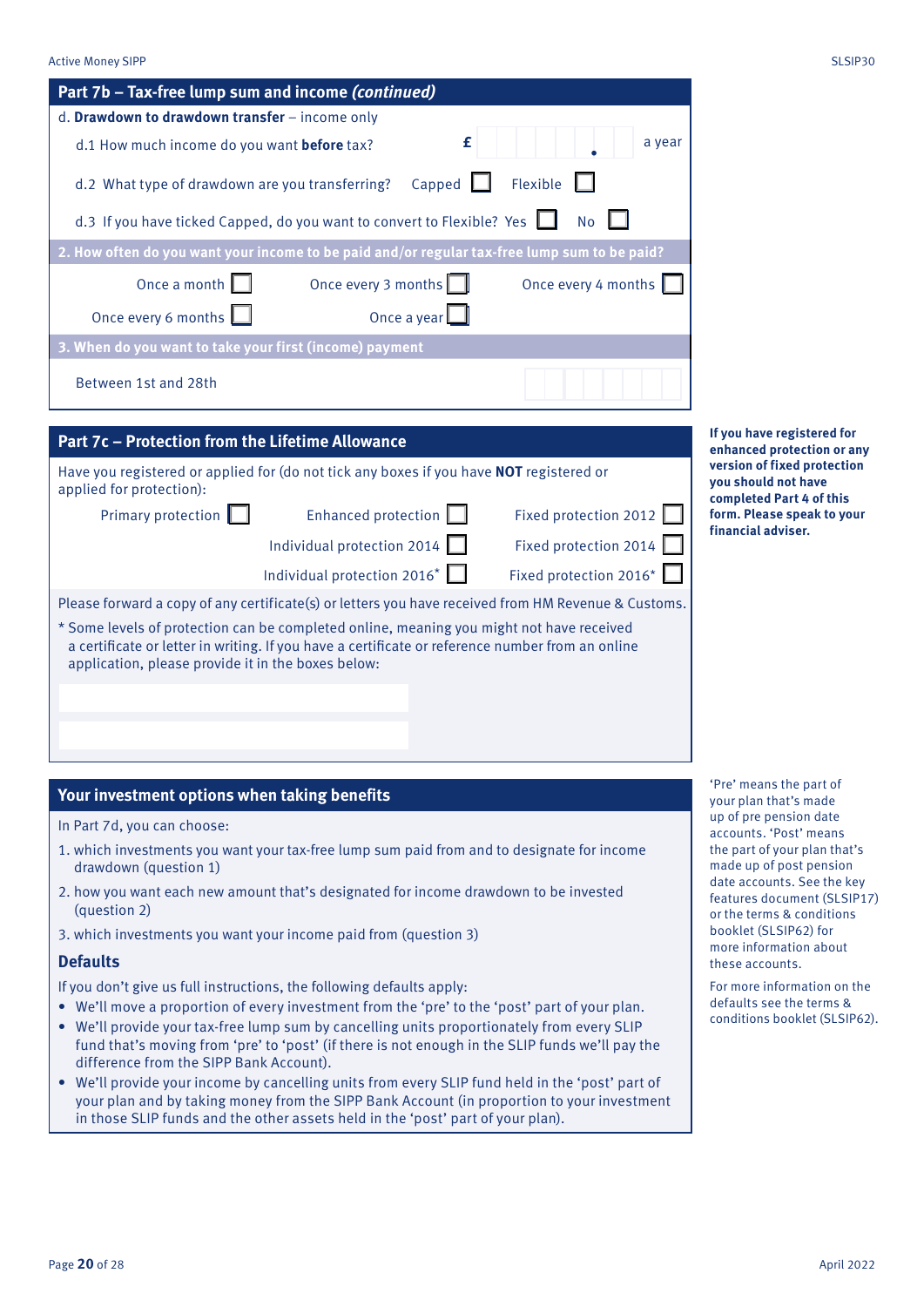## Part 7b – Tax-free lump sum and income *(continued)*

d. **Drawdown to drawdown transfer** – income only

d.1 How much income do you want **before** tax? £ ☐☐☐☐☐☐.☐☐ a year

d.2 What type of drawdown are you transferring? Capped ☐ Flexible ☐

d.3 If you have ticked Capped, do you want to convert to Flexible? Yes ☐ No ☐

**2. How often do you want your income to be paid and/or regular tax-free lump sum to be paid?**

Once a month ☐ Once every 3 months ☐ Once every 4 months ☐

Once every 6 months ☐ Once a year ☐

**3. When do you want to take your first (income) payment**

Between 1st and 28th ☐☐/☐☐/☐☐☐☐

## Part 7c – Protection from the Lifetime Allowance

Have you registered or applied for (do not tick any boxes if you have **NOT** registered or applied for protection):

Primary protection ☐ Enhanced protection ☐ Fixed protection 2012 ☐

Individual protection 2014 ☐ Fixed protection 2014 ☐

Individual protection 2016* ☐ Fixed protection 2016* ☐

Please forward a copy of any certificate(s) or letters you have received from HM Revenue & Customs.

\* Some levels of protection can be completed online, meaning you might not have received a certificate or letter in writing. If you have a certificate or reference number from an online application, please provide it in the boxes below:

______________________

______________________

**If you have registered for enhanced protection or any version of fixed protection you should not have completed Part 4 of this form. Please speak to your financial adviser.**

## Your investment options when taking benefits

In Part 7d, you can choose:

1. which investments you want your tax-free lump sum paid from and to designate for income drawdown (question 1)
2. how you want each new amount that's designated for income drawdown to be invested (question 2)
3. which investments you want your income paid from (question 3)

### Defaults

If you don't give us full instructions, the following defaults apply:

- We'll move a proportion of every investment from the 'pre' to the 'post' part of your plan.
- We'll provide your tax-free lump sum by cancelling units proportionately from every SLIP fund that's moving from 'pre' to 'post' (if there is not enough in the SLIP funds we'll pay the difference from the SIPP Bank Account).
- We'll provide your income by cancelling units from every SLIP fund held in the 'post' part of your plan and by taking money from the SIPP Bank Account (in proportion to your investment in those SLIP funds and the other assets held in the 'post' part of your plan).

'Pre' means the part of your plan that's made up of pre pension date accounts. 'Post' means the part of your plan that's made up of post pension date accounts. See the key features document (SLSIP17) or the terms & conditions booklet (SLSIP62) for more information about these accounts.

For more information on the defaults see the terms & conditions booklet (SLSIP62).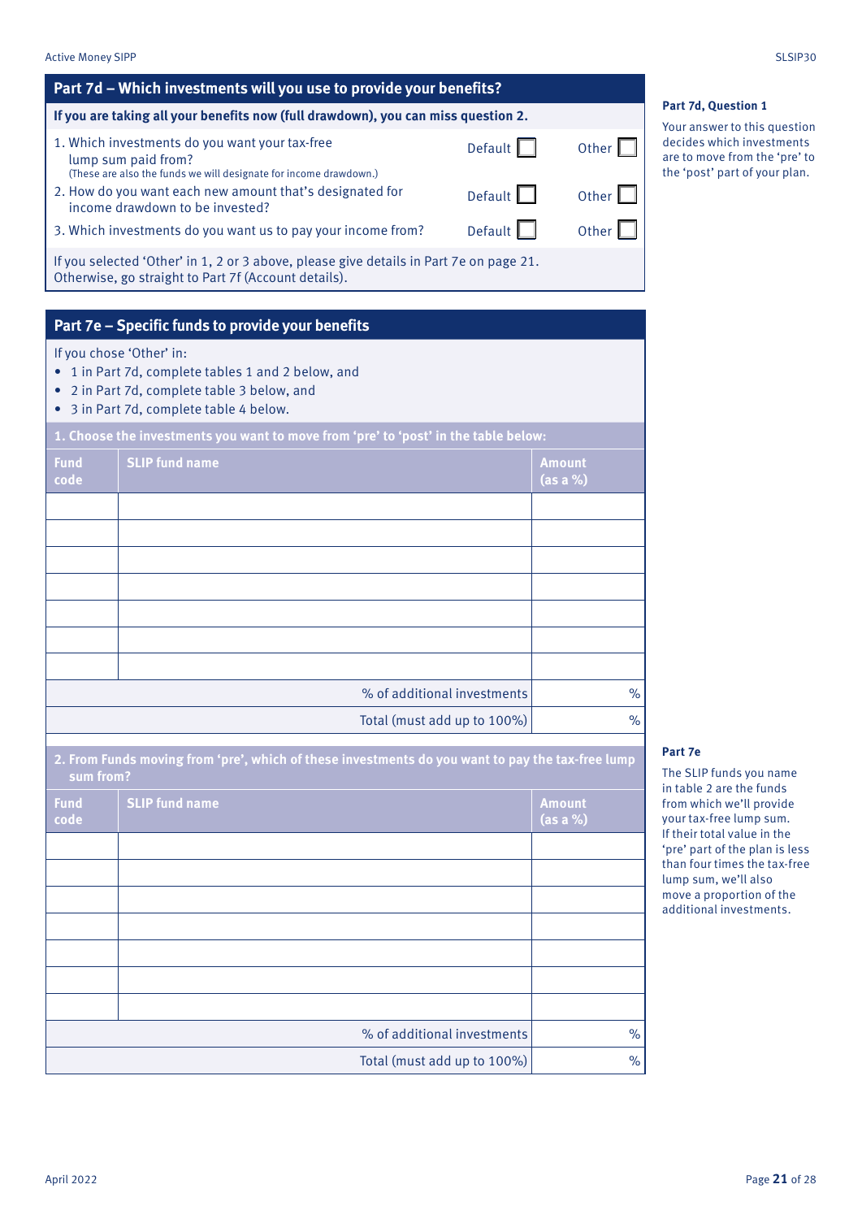## Part 7d – Which investments will you use to provide your benefits?

**If you are taking all your benefits now (full drawdown), you can miss question 2.**

| | | |
|---|---|---|
| 1. Which investments do you want your tax-free lump sum paid from? (These are also the funds we will designate for income drawdown.) | Default ☐ | Other ☐ |
| 2. How do you want each new amount that's designated for income drawdown to be invested? | Default ☐ | Other ☐ |
| 3. Which investments do you want us to pay your income from? | Default ☐ | Other ☐ |

If you selected 'Other' in 1, 2 or 3 above, please give details in Part 7e on page 21. Otherwise, go straight to Part 7f (Account details).

**Part 7d, Question 1**

Your answer to this question decides which investments are to move from the 'pre' to the 'post' part of your plan.

## Part 7e – Specific funds to provide your benefits

If you chose 'Other' in:

- 1 in Part 7d, complete tables 1 and 2 below, and
- 2 in Part 7d, complete table 3 below, and
- 3 in Part 7d, complete table 4 below.

**1. Choose the investments you want to move from 'pre' to 'post' in the table below:**

| Fund code | SLIP fund name | Amount (as a %) |
|---|---|---|
| | | |
| | | |
| | | |
| | | |
| | | |
| | | |
| | | |
| | % of additional investments | % |
| | Total (must add up to 100%) | % |

**2. From Funds moving from 'pre', which of these investments do you want to pay the tax-free lump sum from?**

| Fund code | SLIP fund name | Amount (as a %) |
|---|---|---|
| | | |
| | | |
| | | |
| | | |
| | | |
| | | |
| | | |
| | % of additional investments | % |
| | Total (must add up to 100%) | % |

**Part 7e**

The SLIP funds you name in table 2 are the funds from which we'll provide your tax-free lump sum. If their total value in the 'pre' part of the plan is less than four times the tax-free lump sum, we'll also move a proportion of the additional investments.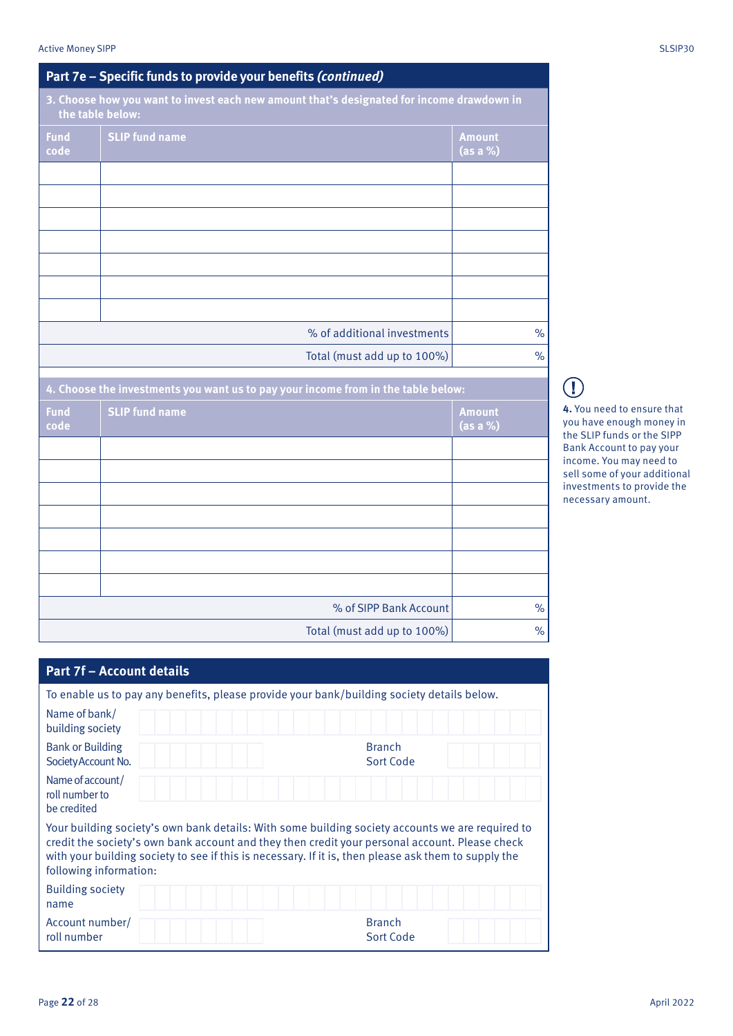## Part 7e – Specific funds to provide your benefits *(continued)*

**3. Choose how you want to invest each new amount that's designated for income drawdown in the table below:**

| Fund code | SLIP fund name | Amount (as a %) |
|---|---|---|
| | | |
| | | |
| | | |
| | | |
| | | |
| | | |
| | | |
| | % of additional investments | % |
| | Total (must add up to 100%) | % |

**4. Choose the investments you want us to pay your income from in the table below:**

| Fund code | SLIP fund name | Amount (as a %) |
|---|---|---|
| | | |
| | | |
| | | |
| | | |
| | | |
| | | |
| | | |
| | % of SIPP Bank Account | % |
| | Total (must add up to 100%) | % |

**4.** You need to ensure that you have enough money in the SLIP funds or the SIPP Bank Account to pay your income. You may need to sell some of your additional investments to provide the necessary amount.

## Part 7f – Account details

To enable us to pay any benefits, please provide your bank/building society details below.

Name of bank/ building society

Bank or Building Society Account No. | Branch Sort Code

Name of account/ roll number to be credited

Your building society's own bank details: With some building society accounts we are required to credit the society's own bank account and they then credit your personal account. Please check with your building society to see if this is necessary. If it is, then please ask them to supply the following information:

Building society name

Account number/ roll number | Branch Sort Code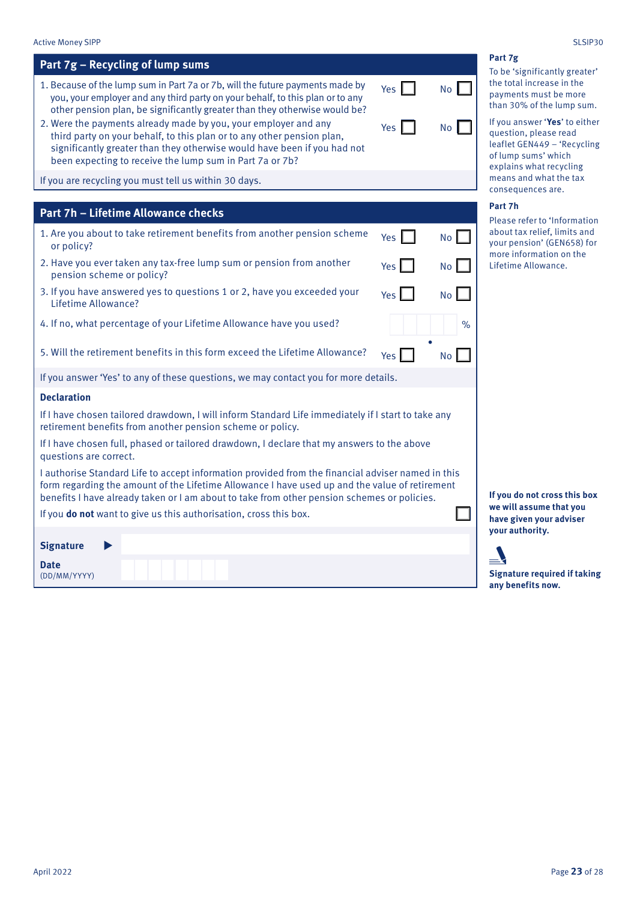## Part 7g – Recycling of lump sums

1. Because of the lump sum in Part 7a or 7b, will the future payments made by you, your employer and any third party on your behalf, to this plan or to any other pension plan, be significantly greater than they otherwise would be? Yes ☐ No ☐
2. Were the payments already made by you, your employer and any third party on your behalf, to this plan or to any other pension plan, significantly greater than they otherwise would have been if you had not been expecting to receive the lump sum in Part 7a or 7b? Yes ☐ No ☐

If you are recycling you must tell us within 30 days.

**Part 7g**

To be 'significantly greater' the total increase in the payments must be more than 30% of the lump sum.

If you answer '**Yes**' to either question, please read leaflet GEN449 – 'Recycling of lump sums' which explains what recycling means and what the tax consequences are.

## Part 7h – Lifetime Allowance checks

1. Are you about to take retirement benefits from another pension scheme or policy? Yes ☐ No ☐
2. Have you ever taken any tax-free lump sum or pension from another pension scheme or policy? Yes ☐ No ☐
3. If you have answered yes to questions 1 or 2, have you exceeded your Lifetime Allowance? Yes ☐ No ☐
4. If no, what percentage of your Lifetime Allowance have you used? ☐☐☐.☐☐ %
5. Will the retirement benefits in this form exceed the Lifetime Allowance? Yes ☐ No ☐

If you answer 'Yes' to any of these questions, we may contact you for more details.

**Part 7h**

Please refer to 'Information about tax relief, limits and your pension' (GEN658) for more information on the Lifetime Allowance.

### Declaration

If I have chosen tailored drawdown, I will inform Standard Life immediately if I start to take any retirement benefits from another pension scheme or policy.

If I have chosen full, phased or tailored drawdown, I declare that my answers to the above questions are correct.

I authorise Standard Life to accept information provided from the financial adviser named in this form regarding the amount of the Lifetime Allowance I have used up and the value of retirement benefits I have already taken or I am about to take from other pension schemes or policies.

If you **do not** want to give us this authorisation, cross this box. ☐

**If you do not cross this box we will assume that you have given your adviser your authority.**

**Signature** ▶

**Date**
(DD/MM/YYYY)

**Signature required if taking any benefits now.**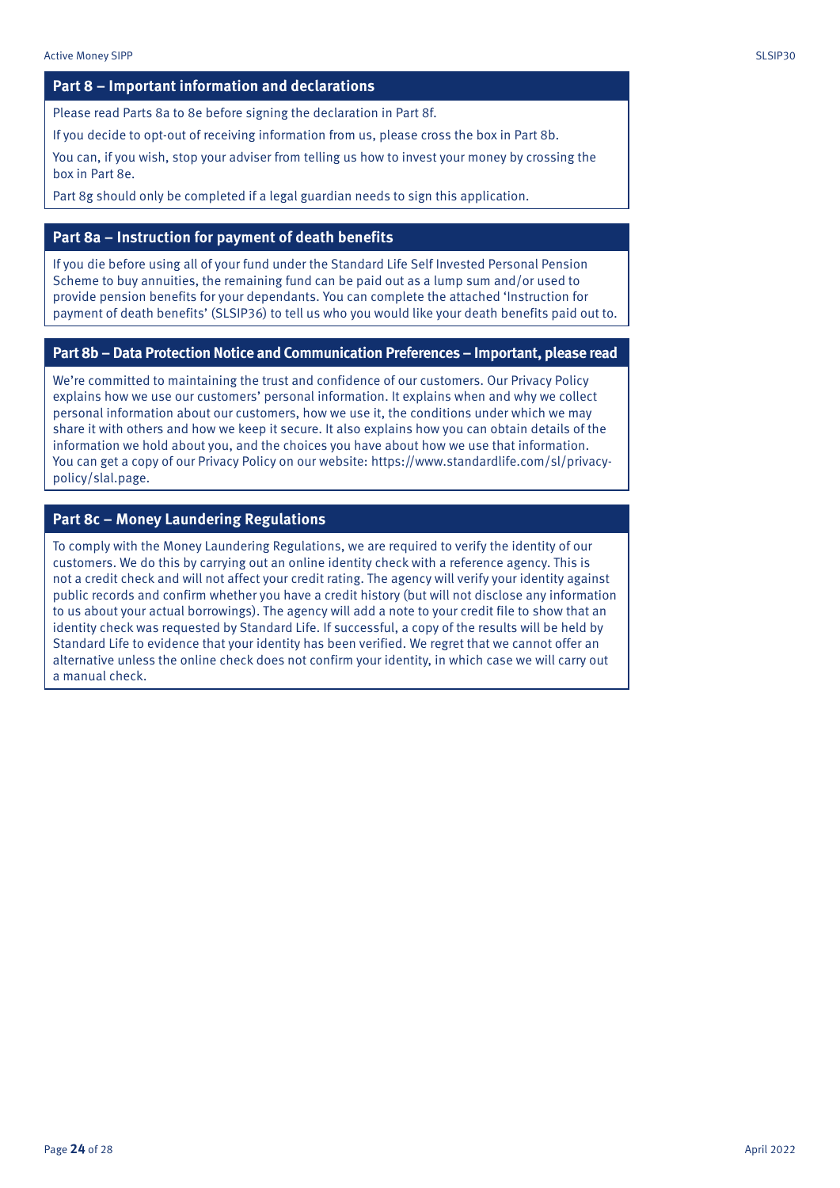## Part 8 – Important information and declarations

Please read Parts 8a to 8e before signing the declaration in Part 8f.

If you decide to opt-out of receiving information from us, please cross the box in Part 8b.

You can, if you wish, stop your adviser from telling us how to invest your money by crossing the box in Part 8e.

Part 8g should only be completed if a legal guardian needs to sign this application.

## Part 8a – Instruction for payment of death benefits

If you die before using all of your fund under the Standard Life Self Invested Personal Pension Scheme to buy annuities, the remaining fund can be paid out as a lump sum and/or used to provide pension benefits for your dependants. You can complete the attached 'Instruction for payment of death benefits' (SLSIP36) to tell us who you would like your death benefits paid out to.

## Part 8b – Data Protection Notice and Communication Preferences – Important, please read

We're committed to maintaining the trust and confidence of our customers. Our Privacy Policy explains how we use our customers' personal information. It explains when and why we collect personal information about our customers, how we use it, the conditions under which we may share it with others and how we keep it secure. It also explains how you can obtain details of the information we hold about you, and the choices you have about how we use that information. You can get a copy of our Privacy Policy on our website: https://www.standardlife.com/sl/privacy-policy/slal.page.

## Part 8c – Money Laundering Regulations

To comply with the Money Laundering Regulations, we are required to verify the identity of our customers. We do this by carrying out an online identity check with a reference agency. This is not a credit check and will not affect your credit rating. The agency will verify your identity against public records and confirm whether you have a credit history (but will not disclose any information to us about your actual borrowings). The agency will add a note to your credit file to show that an identity check was requested by Standard Life. If successful, a copy of the results will be held by Standard Life to evidence that your identity has been verified. We regret that we cannot offer an alternative unless the online check does not confirm your identity, in which case we will carry out a manual check.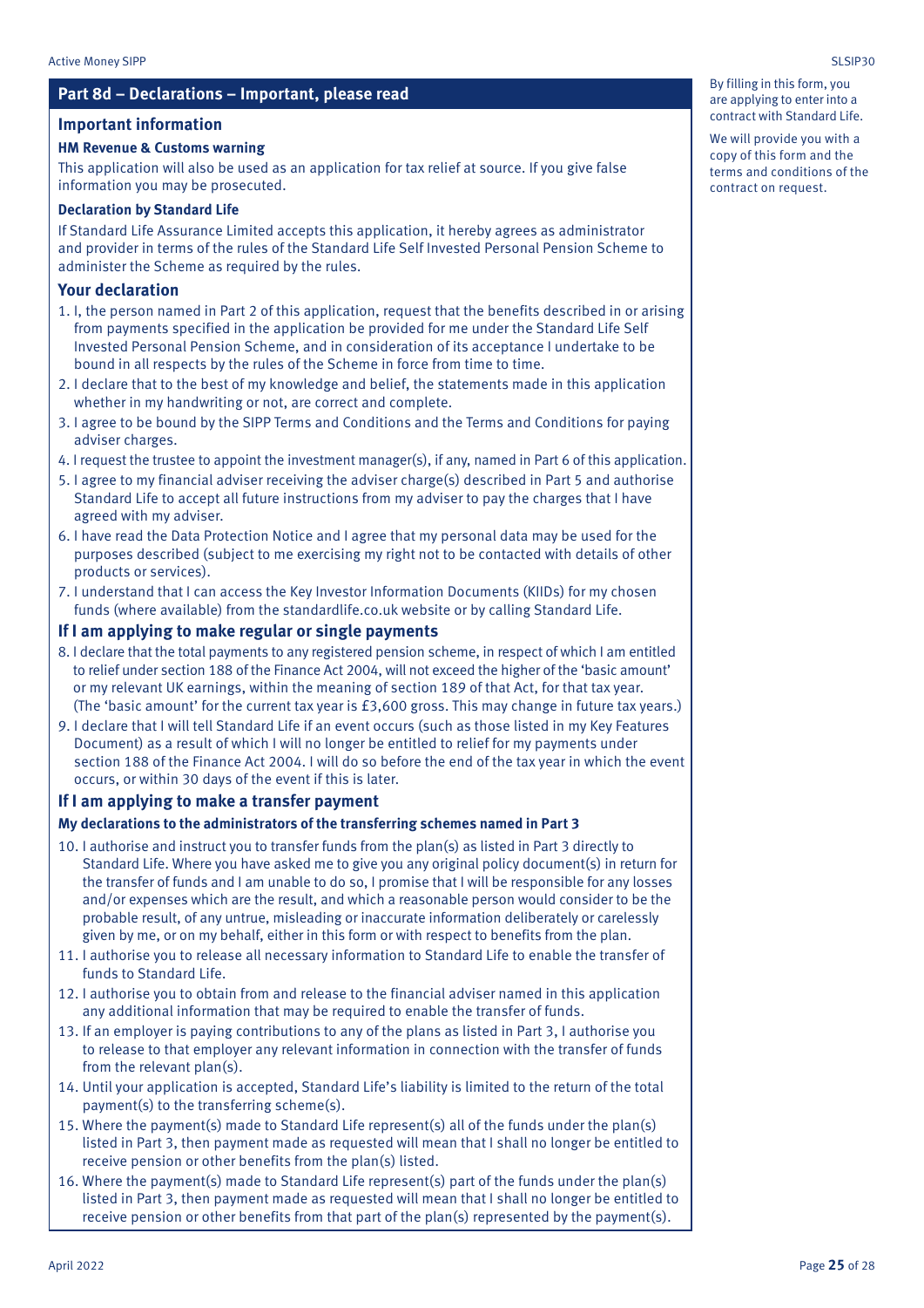## Part 8d – Declarations – Important, please read

By filling in this form, you are applying to enter into a contract with Standard Life.

We will provide you with a copy of this form and the terms and conditions of the contract on request.

### Important information

**HM Revenue & Customs warning**

This application will also be used as an application for tax relief at source. If you give false information you may be prosecuted.

**Declaration by Standard Life**

If Standard Life Assurance Limited accepts this application, it hereby agrees as administrator and provider in terms of the rules of the Standard Life Self Invested Personal Pension Scheme to administer the Scheme as required by the rules.

### Your declaration

1. I, the person named in Part 2 of this application, request that the benefits described in or arising from payments specified in the application be provided for me under the Standard Life Self Invested Personal Pension Scheme, and in consideration of its acceptance I undertake to be bound in all respects by the rules of the Scheme in force from time to time.
2. I declare that to the best of my knowledge and belief, the statements made in this application whether in my handwriting or not, are correct and complete.
3. I agree to be bound by the SIPP Terms and Conditions and the Terms and Conditions for paying adviser charges.
4. I request the trustee to appoint the investment manager(s), if any, named in Part 6 of this application.
5. I agree to my financial adviser receiving the adviser charge(s) described in Part 5 and authorise Standard Life to accept all future instructions from my adviser to pay the charges that I have agreed with my adviser.
6. I have read the Data Protection Notice and I agree that my personal data may be used for the purposes described (subject to me exercising my right not to be contacted with details of other products or services).
7. I understand that I can access the Key Investor Information Documents (KIIDs) for my chosen funds (where available) from the standardlife.co.uk website or by calling Standard Life.

### If I am applying to make regular or single payments

8. I declare that the total payments to any registered pension scheme, in respect of which I am entitled to relief under section 188 of the Finance Act 2004, will not exceed the higher of the 'basic amount' or my relevant UK earnings, within the meaning of section 189 of that Act, for that tax year. (The 'basic amount' for the current tax year is £3,600 gross. This may change in future tax years.)
9. I declare that I will tell Standard Life if an event occurs (such as those listed in my Key Features Document) as a result of which I will no longer be entitled to relief for my payments under section 188 of the Finance Act 2004. I will do so before the end of the tax year in which the event occurs, or within 30 days of the event if this is later.

### If I am applying to make a transfer payment

**My declarations to the administrators of the transferring schemes named in Part 3**

10. I authorise and instruct you to transfer funds from the plan(s) as listed in Part 3 directly to Standard Life. Where you have asked me to give you any original policy document(s) in return for the transfer of funds and I am unable to do so, I promise that I will be responsible for any losses and/or expenses which are the result, and which a reasonable person would consider to be the probable result, of any untrue, misleading or inaccurate information deliberately or carelessly given by me, or on my behalf, either in this form or with respect to benefits from the plan.
11. I authorise you to release all necessary information to Standard Life to enable the transfer of funds to Standard Life.
12. I authorise you to obtain from and release to the financial adviser named in this application any additional information that may be required to enable the transfer of funds.
13. If an employer is paying contributions to any of the plans as listed in Part 3, I authorise you to release to that employer any relevant information in connection with the transfer of funds from the relevant plan(s).
14. Until your application is accepted, Standard Life's liability is limited to the return of the total payment(s) to the transferring scheme(s).
15. Where the payment(s) made to Standard Life represent(s) all of the funds under the plan(s) listed in Part 3, then payment made as requested will mean that I shall no longer be entitled to receive pension or other benefits from the plan(s) listed.
16. Where the payment(s) made to Standard Life represent(s) part of the funds under the plan(s) listed in Part 3, then payment made as requested will mean that I shall no longer be entitled to receive pension or other benefits from that part of the plan(s) represented by the payment(s).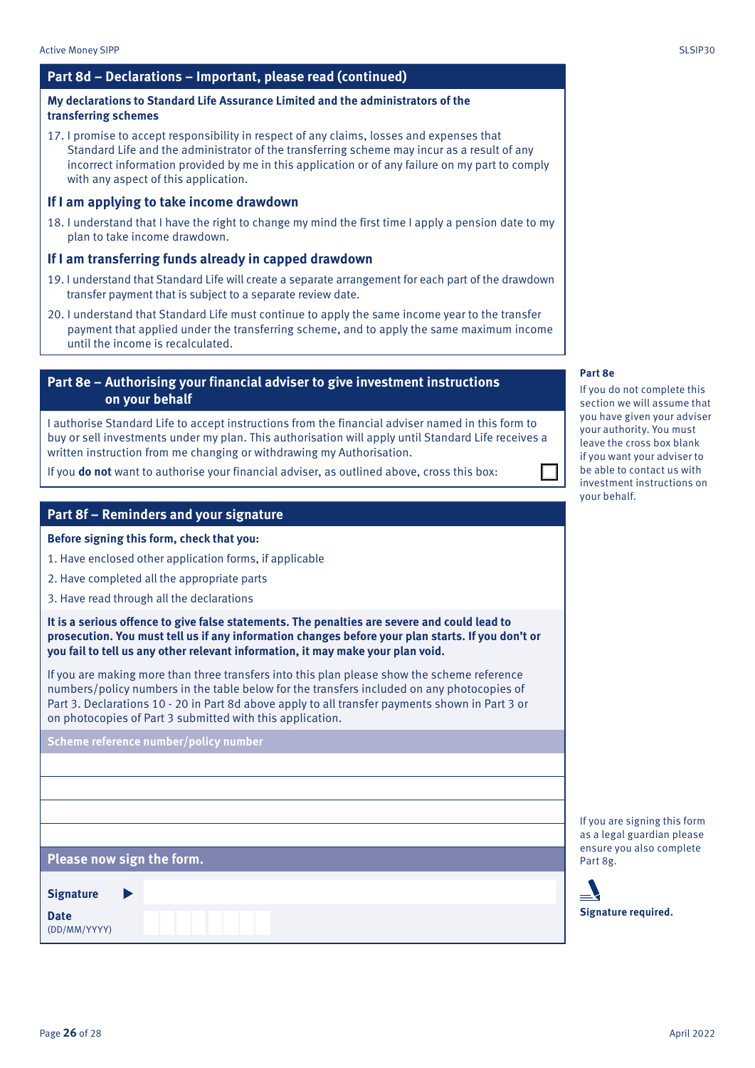## Part 8d – Declarations – Important, please read (continued)

**My declarations to Standard Life Assurance Limited and the administrators of the transferring schemes**

17. I promise to accept responsibility in respect of any claims, losses and expenses that Standard Life and the administrator of the transferring scheme may incur as a result of any incorrect information provided by me in this application or of any failure on my part to comply with any aspect of this application.

### If I am applying to take income drawdown

18. I understand that I have the right to change my mind the first time I apply a pension date to my plan to take income drawdown.

### If I am transferring funds already in capped drawdown

19. I understand that Standard Life will create a separate arrangement for each part of the drawdown transfer payment that is subject to a separate review date.
20. I understand that Standard Life must continue to apply the same income year to the transfer payment that applied under the transferring scheme, and to apply the same maximum income until the income is recalculated.

## Part 8e – Authorising your financial adviser to give investment instructions on your behalf

I authorise Standard Life to accept instructions from the financial adviser named in this form to buy or sell investments under my plan. This authorisation will apply until Standard Life receives a written instruction from me changing or withdrawing my Authorisation.

If you **do not** want to authorise your financial adviser, as outlined above, cross this box: ☐

**Part 8e**

If you do not complete this section we will assume that you have given your adviser your authority. You must leave the cross box blank if you want your adviser to be able to contact us with investment instructions on your behalf.

## Part 8f – Reminders and your signature

**Before signing this form, check that you:**

1. Have enclosed other application forms, if applicable
2. Have completed all the appropriate parts
3. Have read through all the declarations

**It is a serious offence to give false statements. The penalties are severe and could lead to prosecution. You must tell us if any information changes before your plan starts. If you don't or you fail to tell us any other relevant information, it may make your plan void.**

If you are making more than three transfers into this plan please show the scheme reference numbers/policy numbers in the table below for the transfers included on any photocopies of Part 3. Declarations 10 - 20 in Part 8d above apply to all transfer payments shown in Part 3 or on photocopies of Part 3 submitted with this application.

| Scheme reference number/policy number |
|---|
| |
| |
| |
| |

**Please now sign the form.**

**Signature** ▶

**Date** (DD/MM/YYYY)

If you are signing this form as a legal guardian please ensure you also complete Part 8g.

**Signature required.**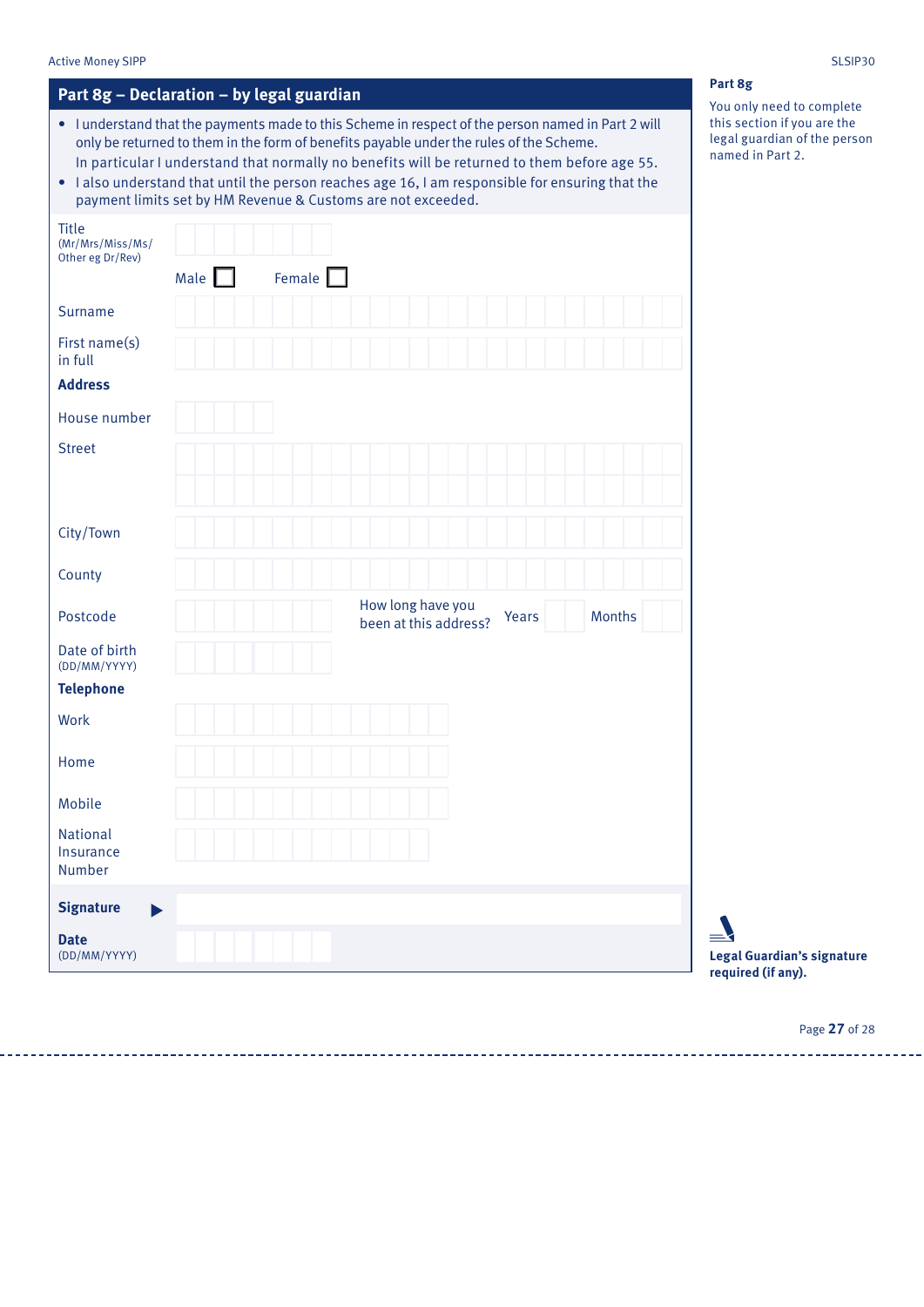## Part 8g – Declaration – by legal guardian

- I understand that the payments made to this Scheme in respect of the person named in Part 2 will only be returned to them in the form of benefits payable under the rules of the Scheme. In particular I understand that normally no benefits will be returned to them before age 55.
- I also understand that until the person reaches age 16, I am responsible for ensuring that the payment limits set by HM Revenue & Customs are not exceeded.

Title (Mr/Mrs/Miss/Ms/Other eg Dr/Rev)

Male ☐ Female ☐

Surname

First name(s) in full

**Address**

House number

Street

City/Town

County

Postcode

How long have you been at this address? Years Months

Date of birth (DD/MM/YYYY)

**Telephone**

Work

Home

Mobile

National Insurance Number

**Signature** ▶

**Date** (DD/MM/YYYY)

**Part 8g**

You only need to complete this section if you are the legal guardian of the person named in Part 2.

**Legal Guardian's signature required (if any).**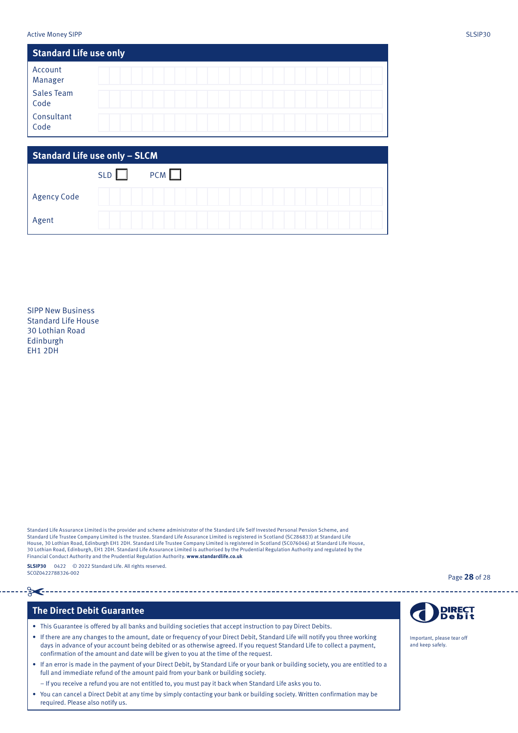## Standard Life use only

| | |
|---|---|
| Account Manager | |
| Sales Team Code | |
| Consultant Code | |

## Standard Life use only – SLCM

SLD ☐ PCM ☐

| | |
|---|---|
| Agency Code | |
| Agent | |

SIPP New Business
Standard Life House
30 Lothian Road
Edinburgh
EH1 2DH

Standard Life Assurance Limited is the provider and scheme administrator of the Standard Life Self Invested Personal Pension Scheme, and Standard Life Trustee Company Limited is the trustee. Standard Life Assurance Limited is registered in Scotland (SC286833) at Standard Life House, 30 Lothian Road, Edinburgh EH1 2DH. Standard Life Trustee Company Limited is registered in Scotland (SC076046) at Standard Life House, 30 Lothian Road, Edinburgh, EH1 2DH. Standard Life Assurance Limited is authorised by the Prudential Regulation Authority and regulated by the Financial Conduct Authority and the Prudential Regulation Authority. **www.standardlife.co.uk**

**SLSIP30** 0422 © 2022 Standard Life. All rights reserved.
SCOZ0422788326-002

## The Direct Debit Guarantee

- This Guarantee is offered by all banks and building societies that accept instruction to pay Direct Debits.
- If there are any changes to the amount, date or frequency of your Direct Debit, Standard Life will notify you three working days in advance of your account being debited or as otherwise agreed. If you request Standard Life to collect a payment, confirmation of the amount and date will be given to you at the time of the request.
- If an error is made in the payment of your Direct Debit, by Standard Life or your bank or building society, you are entitled to a full and immediate refund of the amount paid from your bank or building society.
  – If you receive a refund you are not entitled to, you must pay it back when Standard Life asks you to.
- You can cancel a Direct Debit at any time by simply contacting your bank or building society. Written confirmation may be required. Please also notify us.

DIRECT Debit

Important, please tear off and keep safely.